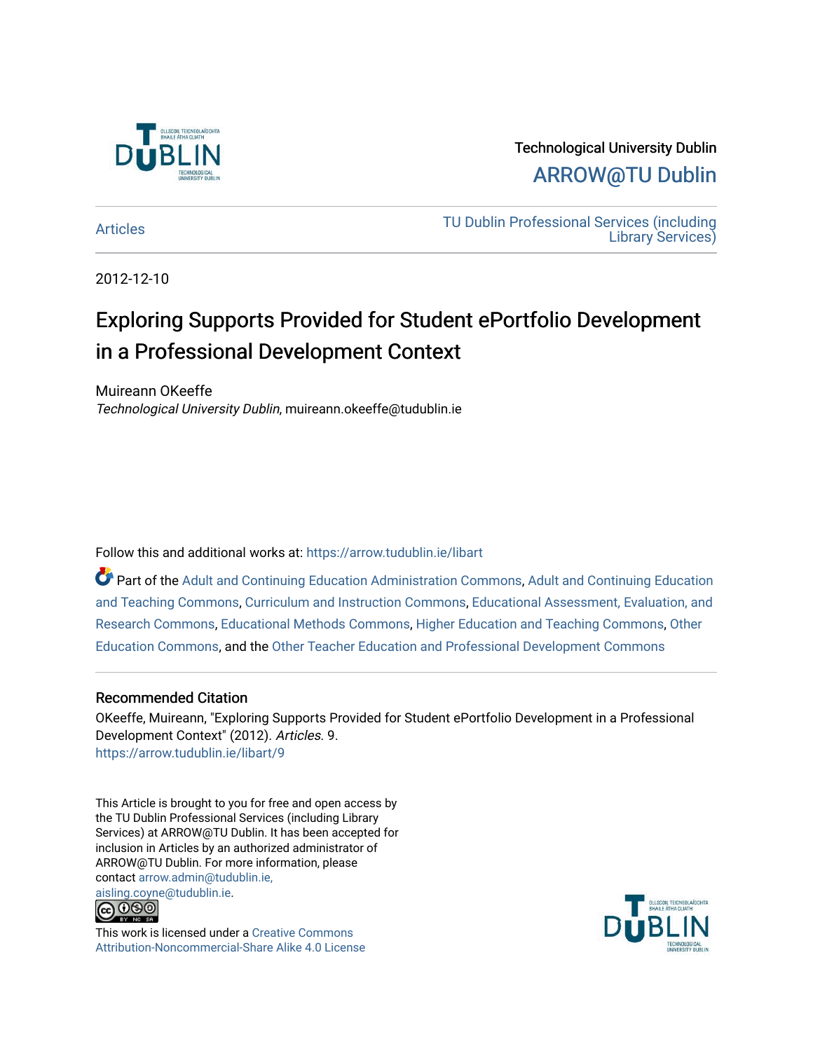Technological University Dublin

ARROW@TU Dublin

Articles | TU Dublin Professional Services (including Library Services)

2012-12-10

# Exploring Supports Provided for Student ePortfolio Development in a Professional Development Context

Muireann OKeeffe
*Technological University Dublin*, muireann.okeeffe@tudublin.ie

Follow this and additional works at: https://arrow.tudublin.ie/libart

Part of the Adult and Continuing Education Administration Commons, Adult and Continuing Education and Teaching Commons, Curriculum and Instruction Commons, Educational Assessment, Evaluation, and Research Commons, Educational Methods Commons, Higher Education and Teaching Commons, Other Education Commons, and the Other Teacher Education and Professional Development Commons

## Recommended Citation

OKeeffe, Muireann, "Exploring Supports Provided for Student ePortfolio Development in a Professional Development Context" (2012). *Articles*. 9.
https://arrow.tudublin.ie/libart/9

This Article is brought to you for free and open access by the TU Dublin Professional Services (including Library Services) at ARROW@TU Dublin. It has been accepted for inclusion in Articles by an authorized administrator of ARROW@TU Dublin. For more information, please contact arrow.admin@tudublin.ie, aisling.coyne@tudublin.ie.

This work is licensed under a Creative Commons Attribution-Noncommercial-Share Alike 4.0 License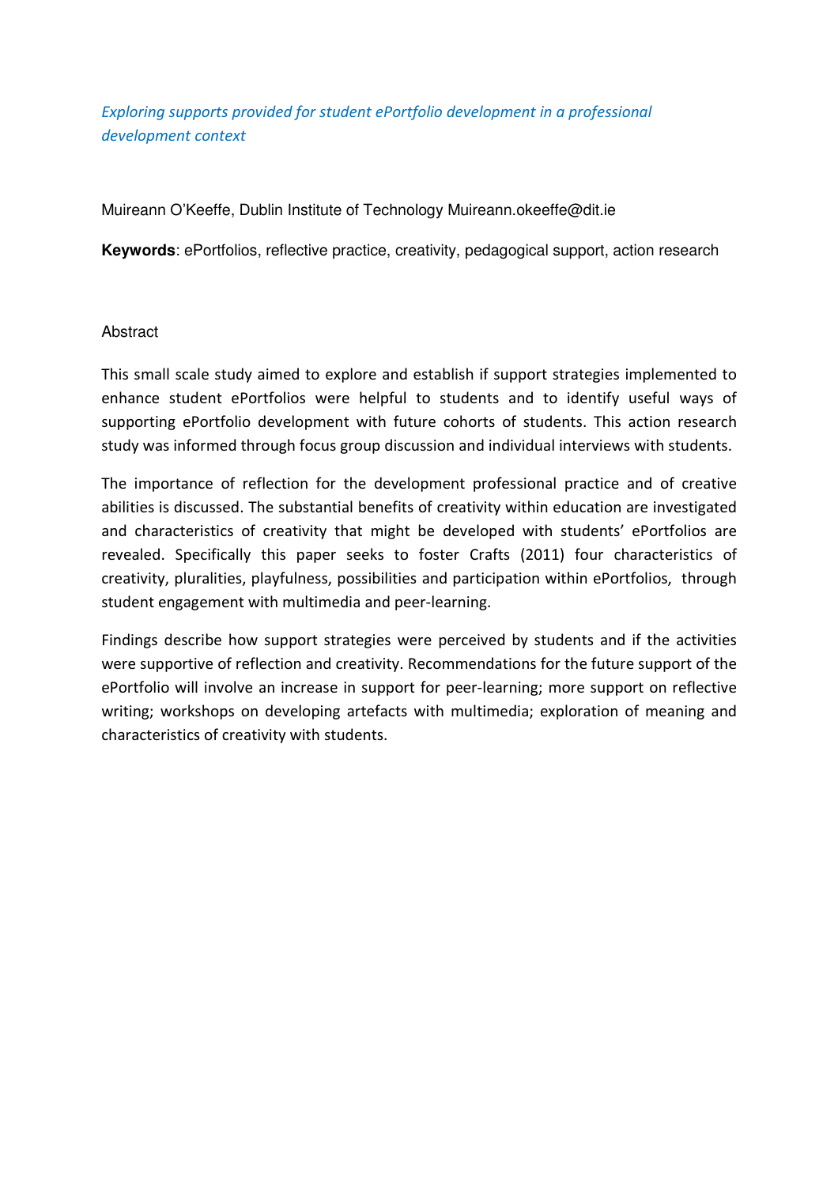*Exploring supports provided for student ePortfolio development in a professional development context*

Muireann O'Keeffe, Dublin Institute of Technology Muireann.okeeffe@dit.ie

**Keywords**: ePortfolios, reflective practice, creativity, pedagogical support, action research

Abstract

This small scale study aimed to explore and establish if support strategies implemented to enhance student ePortfolios were helpful to students and to identify useful ways of supporting ePortfolio development with future cohorts of students. This action research study was informed through focus group discussion and individual interviews with students.

The importance of reflection for the development professional practice and of creative abilities is discussed. The substantial benefits of creativity within education are investigated and characteristics of creativity that might be developed with students' ePortfolios are revealed. Specifically this paper seeks to foster Crafts (2011) four characteristics of creativity, pluralities, playfulness, possibilities and participation within ePortfolios, through student engagement with multimedia and peer-learning.

Findings describe how support strategies were perceived by students and if the activities were supportive of reflection and creativity. Recommendations for the future support of the ePortfolio will involve an increase in support for peer-learning; more support on reflective writing; workshops on developing artefacts with multimedia; exploration of meaning and characteristics of creativity with students.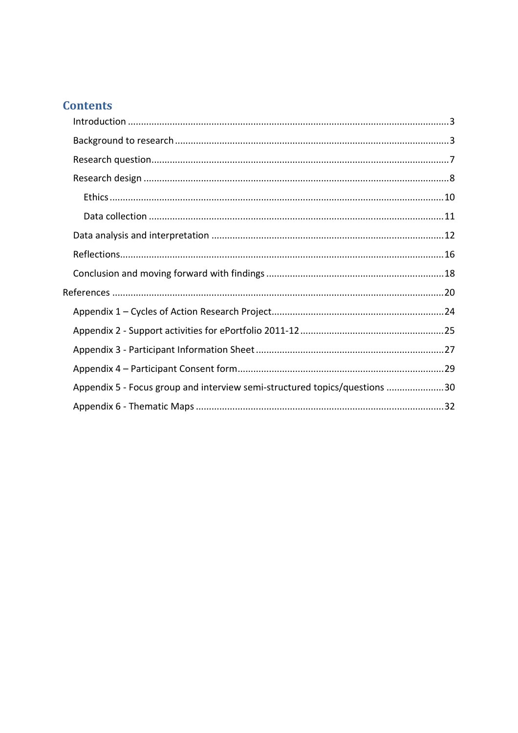## Contents

- Introduction ..........3
- Background to research ..........3
- Research question ..........7
- Research design ..........8
  - Ethics ..........10
  - Data collection ..........11
- Data analysis and interpretation ..........12
- Reflections ..........16
- Conclusion and moving forward with findings ..........18

References ..........20

- Appendix 1 – Cycles of Action Research Project ..........24
- Appendix 2 - Support activities for ePortfolio 2011-12 ..........25
- Appendix 3 - Participant Information Sheet ..........27
- Appendix 4 – Participant Consent form ..........29
- Appendix 5 - Focus group and interview semi-structured topics/questions ..........30
- Appendix 6 - Thematic Maps ..........32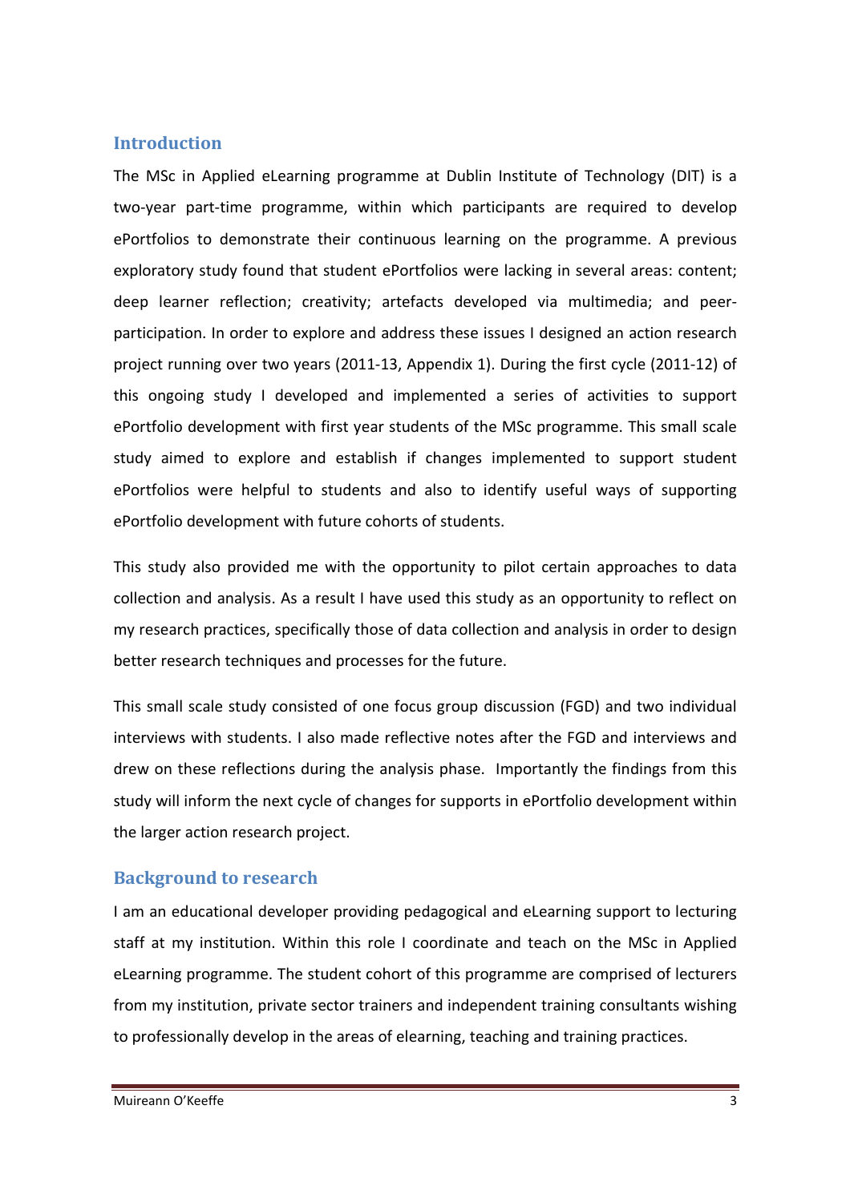## Introduction

The MSc in Applied eLearning programme at Dublin Institute of Technology (DIT) is a two-year part-time programme, within which participants are required to develop ePortfolios to demonstrate their continuous learning on the programme. A previous exploratory study found that student ePortfolios were lacking in several areas: content; deep learner reflection; creativity; artefacts developed via multimedia; and peer-participation. In order to explore and address these issues I designed an action research project running over two years (2011-13, Appendix 1). During the first cycle (2011-12) of this ongoing study I developed and implemented a series of activities to support ePortfolio development with first year students of the MSc programme. This small scale study aimed to explore and establish if changes implemented to support student ePortfolios were helpful to students and also to identify useful ways of supporting ePortfolio development with future cohorts of students.

This study also provided me with the opportunity to pilot certain approaches to data collection and analysis. As a result I have used this study as an opportunity to reflect on my research practices, specifically those of data collection and analysis in order to design better research techniques and processes for the future.

This small scale study consisted of one focus group discussion (FGD) and two individual interviews with students. I also made reflective notes after the FGD and interviews and drew on these reflections during the analysis phase. Importantly the findings from this study will inform the next cycle of changes for supports in ePortfolio development within the larger action research project.

## Background to research

I am an educational developer providing pedagogical and eLearning support to lecturing staff at my institution. Within this role I coordinate and teach on the MSc in Applied eLearning programme. The student cohort of this programme are comprised of lecturers from my institution, private sector trainers and independent training consultants wishing to professionally develop in the areas of elearning, teaching and training practices.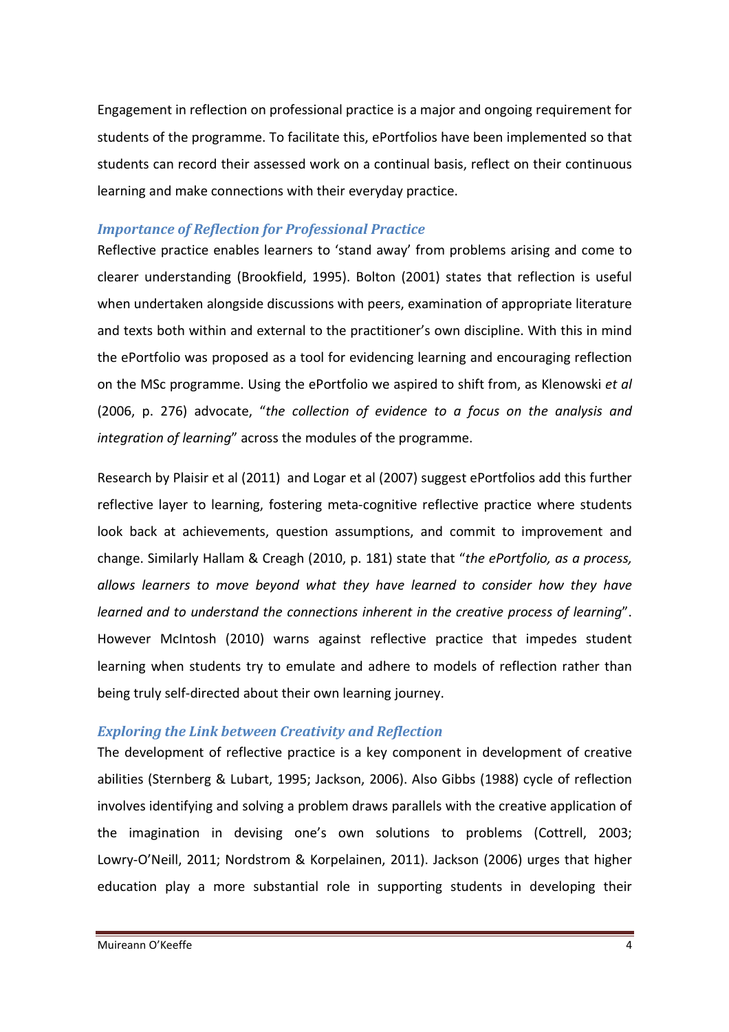Engagement in reflection on professional practice is a major and ongoing requirement for students of the programme. To facilitate this, ePortfolios have been implemented so that students can record their assessed work on a continual basis, reflect on their continuous learning and make connections with their everyday practice.

### *Importance of Reflection for Professional Practice*

Reflective practice enables learners to 'stand away' from problems arising and come to clearer understanding (Brookfield, 1995). Bolton (2001) states that reflection is useful when undertaken alongside discussions with peers, examination of appropriate literature and texts both within and external to the practitioner's own discipline. With this in mind the ePortfolio was proposed as a tool for evidencing learning and encouraging reflection on the MSc programme. Using the ePortfolio we aspired to shift from, as Klenowski *et al* (2006, p. 276) advocate, "*the collection of evidence to a focus on the analysis and integration of learning*" across the modules of the programme.

Research by Plaisir et al (2011) and Logar et al (2007) suggest ePortfolios add this further reflective layer to learning, fostering meta-cognitive reflective practice where students look back at achievements, question assumptions, and commit to improvement and change. Similarly Hallam & Creagh (2010, p. 181) state that "*the ePortfolio, as a process, allows learners to move beyond what they have learned to consider how they have learned and to understand the connections inherent in the creative process of learning*". However McIntosh (2010) warns against reflective practice that impedes student learning when students try to emulate and adhere to models of reflection rather than being truly self-directed about their own learning journey.

### *Exploring the Link between Creativity and Reflection*

The development of reflective practice is a key component in development of creative abilities (Sternberg & Lubart, 1995; Jackson, 2006). Also Gibbs (1988) cycle of reflection involves identifying and solving a problem draws parallels with the creative application of the imagination in devising one's own solutions to problems (Cottrell, 2003; Lowry-O'Neill, 2011; Nordstrom & Korpelainen, 2011). Jackson (2006) urges that higher education play a more substantial role in supporting students in developing their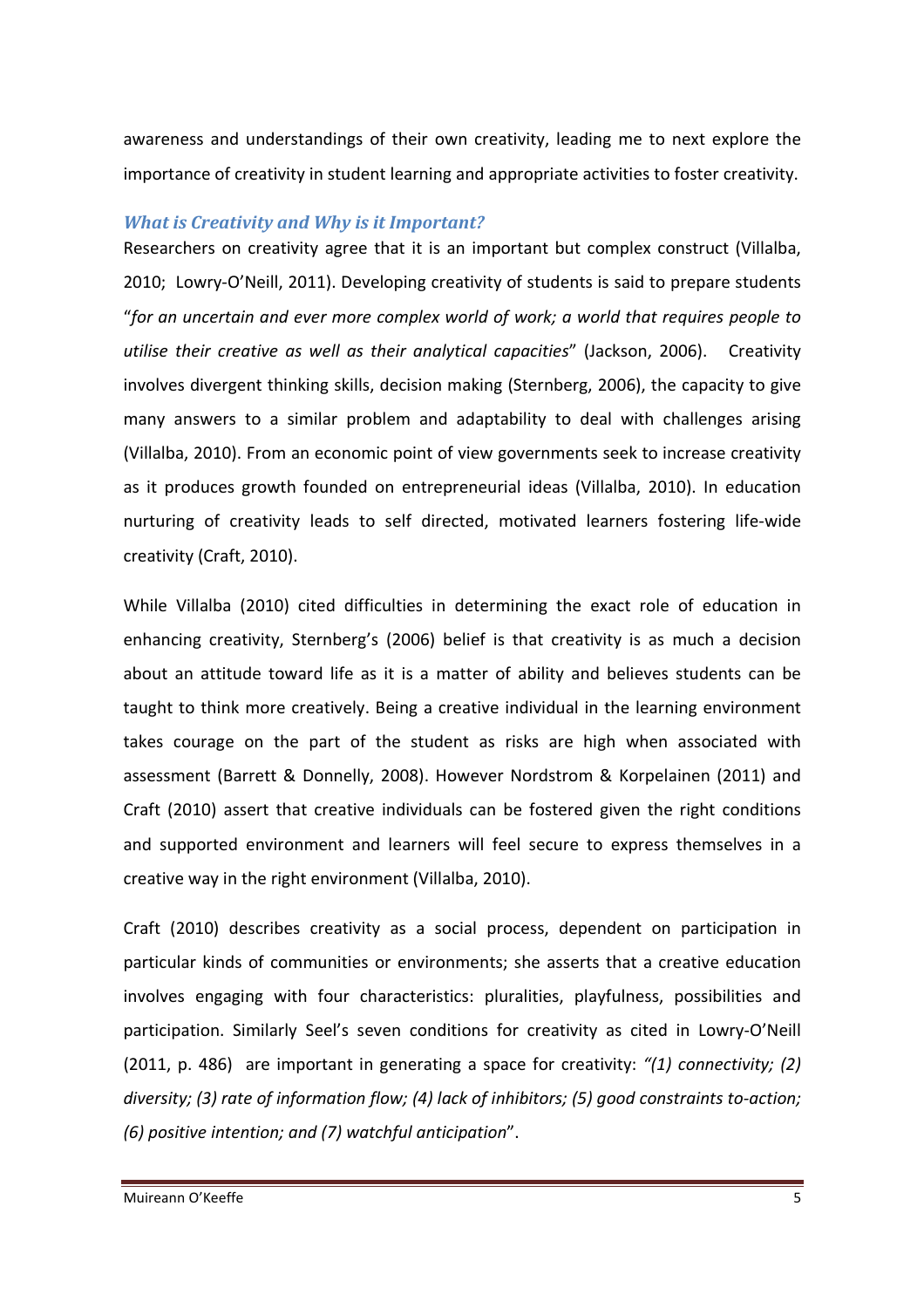awareness and understandings of their own creativity, leading me to next explore the importance of creativity in student learning and appropriate activities to foster creativity.

### *What is Creativity and Why is it Important?*

Researchers on creativity agree that it is an important but complex construct (Villalba, 2010; Lowry-O'Neill, 2011). Developing creativity of students is said to prepare students "*for an uncertain and ever more complex world of work; a world that requires people to utilise their creative as well as their analytical capacities*" (Jackson, 2006). Creativity involves divergent thinking skills, decision making (Sternberg, 2006), the capacity to give many answers to a similar problem and adaptability to deal with challenges arising (Villalba, 2010). From an economic point of view governments seek to increase creativity as it produces growth founded on entrepreneurial ideas (Villalba, 2010). In education nurturing of creativity leads to self directed, motivated learners fostering life-wide creativity (Craft, 2010).

While Villalba (2010) cited difficulties in determining the exact role of education in enhancing creativity, Sternberg's (2006) belief is that creativity is as much a decision about an attitude toward life as it is a matter of ability and believes students can be taught to think more creatively. Being a creative individual in the learning environment takes courage on the part of the student as risks are high when associated with assessment (Barrett & Donnelly, 2008). However Nordstrom & Korpelainen (2011) and Craft (2010) assert that creative individuals can be fostered given the right conditions and supported environment and learners will feel secure to express themselves in a creative way in the right environment (Villalba, 2010).

Craft (2010) describes creativity as a social process, dependent on participation in particular kinds of communities or environments; she asserts that a creative education involves engaging with four characteristics: pluralities, playfulness, possibilities and participation. Similarly Seel's seven conditions for creativity as cited in Lowry-O'Neill (2011, p. 486) are important in generating a space for creativity: *"(1) connectivity; (2) diversity; (3) rate of information flow; (4) lack of inhibitors; (5) good constraints to-action; (6) positive intention; and (7) watchful anticipation*".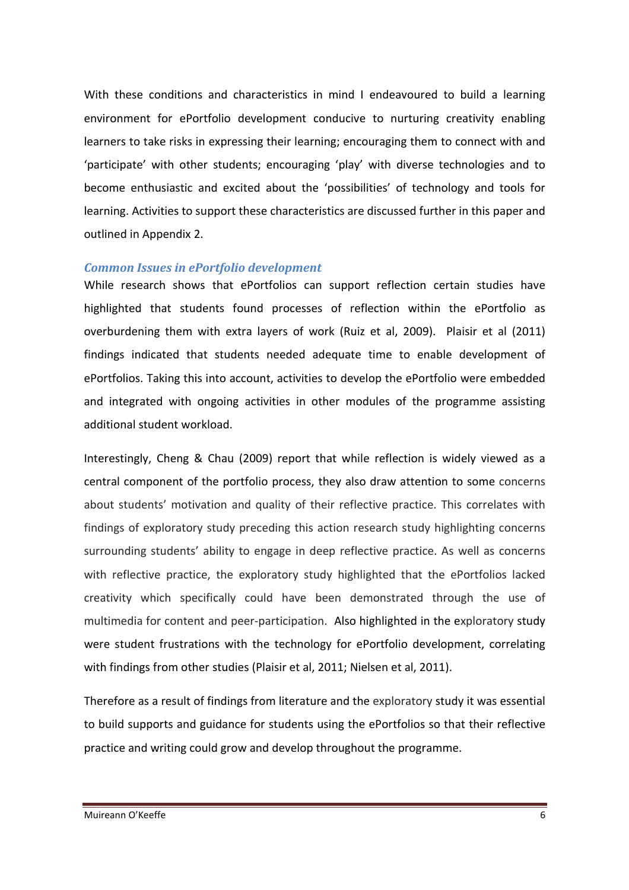With these conditions and characteristics in mind I endeavoured to build a learning environment for ePortfolio development conducive to nurturing creativity enabling learners to take risks in expressing their learning; encouraging them to connect with and 'participate' with other students; encouraging 'play' with diverse technologies and to become enthusiastic and excited about the 'possibilities' of technology and tools for learning. Activities to support these characteristics are discussed further in this paper and outlined in Appendix 2.

### *Common Issues in ePortfolio development*

While research shows that ePortfolios can support reflection certain studies have highlighted that students found processes of reflection within the ePortfolio as overburdening them with extra layers of work (Ruiz et al, 2009). Plaisir et al (2011) findings indicated that students needed adequate time to enable development of ePortfolios. Taking this into account, activities to develop the ePortfolio were embedded and integrated with ongoing activities in other modules of the programme assisting additional student workload.

Interestingly, Cheng & Chau (2009) report that while reflection is widely viewed as a central component of the portfolio process, they also draw attention to some concerns about students' motivation and quality of their reflective practice. This correlates with findings of exploratory study preceding this action research study highlighting concerns surrounding students' ability to engage in deep reflective practice. As well as concerns with reflective practice, the exploratory study highlighted that the ePortfolios lacked creativity which specifically could have been demonstrated through the use of multimedia for content and peer-participation. Also highlighted in the exploratory study were student frustrations with the technology for ePortfolio development, correlating with findings from other studies (Plaisir et al, 2011; Nielsen et al, 2011).

Therefore as a result of findings from literature and the exploratory study it was essential to build supports and guidance for students using the ePortfolios so that their reflective practice and writing could grow and develop throughout the programme.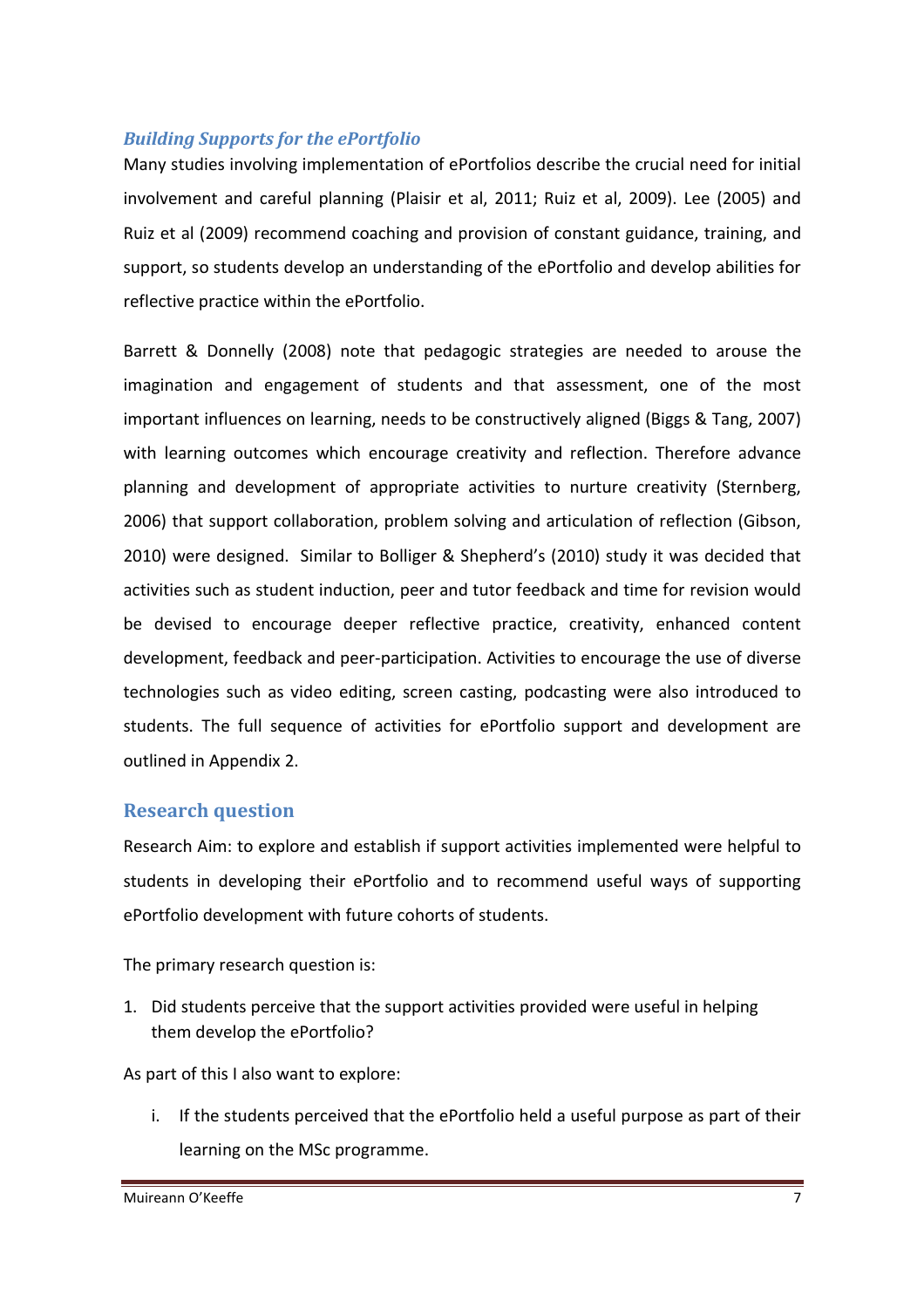### *Building Supports for the ePortfolio*

Many studies involving implementation of ePortfolios describe the crucial need for initial involvement and careful planning (Plaisir et al, 2011; Ruiz et al, 2009). Lee (2005) and Ruiz et al (2009) recommend coaching and provision of constant guidance, training, and support, so students develop an understanding of the ePortfolio and develop abilities for reflective practice within the ePortfolio.

Barrett & Donnelly (2008) note that pedagogic strategies are needed to arouse the imagination and engagement of students and that assessment, one of the most important influences on learning, needs to be constructively aligned (Biggs & Tang, 2007) with learning outcomes which encourage creativity and reflection. Therefore advance planning and development of appropriate activities to nurture creativity (Sternberg, 2006) that support collaboration, problem solving and articulation of reflection (Gibson, 2010) were designed. Similar to Bolliger & Shepherd's (2010) study it was decided that activities such as student induction, peer and tutor feedback and time for revision would be devised to encourage deeper reflective practice, creativity, enhanced content development, feedback and peer-participation. Activities to encourage the use of diverse technologies such as video editing, screen casting, podcasting were also introduced to students. The full sequence of activities for ePortfolio support and development are outlined in Appendix 2.

## Research question

Research Aim: to explore and establish if support activities implemented were helpful to students in developing their ePortfolio and to recommend useful ways of supporting ePortfolio development with future cohorts of students.

The primary research question is:

1. Did students perceive that the support activities provided were useful in helping them develop the ePortfolio?

As part of this I also want to explore:

i. If the students perceived that the ePortfolio held a useful purpose as part of their learning on the MSc programme.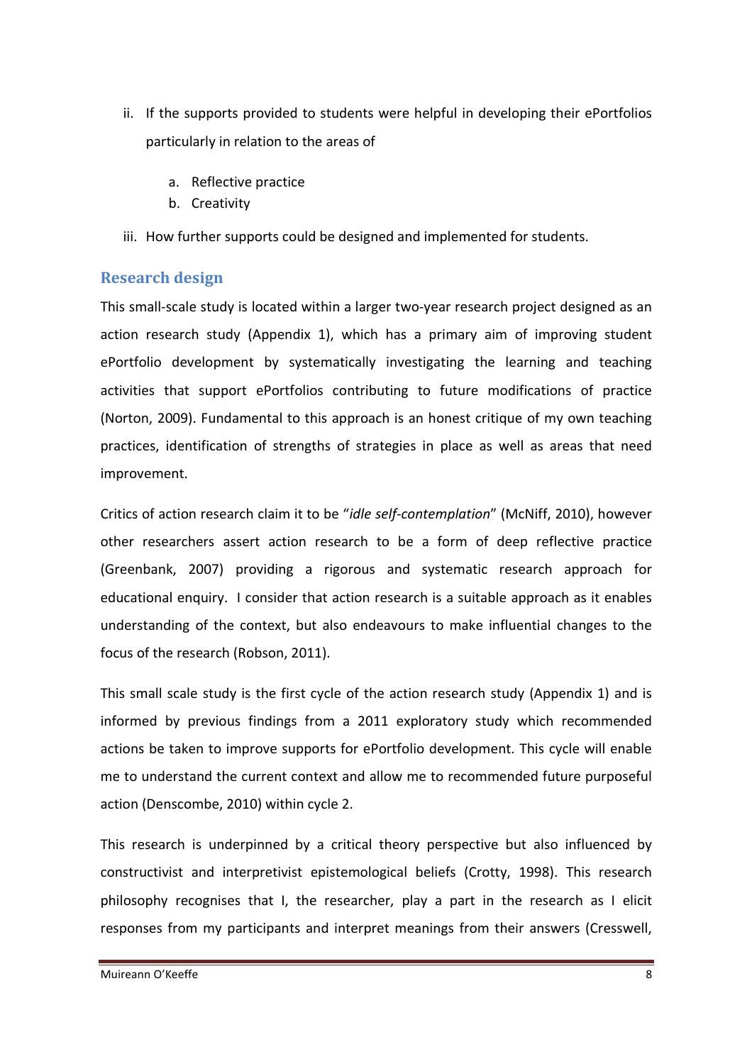ii. If the supports provided to students were helpful in developing their ePortfolios particularly in relation to the areas of

    a. Reflective practice
    b. Creativity

iii. How further supports could be designed and implemented for students.

## Research design

This small-scale study is located within a larger two-year research project designed as an action research study (Appendix 1), which has a primary aim of improving student ePortfolio development by systematically investigating the learning and teaching activities that support ePortfolios contributing to future modifications of practice (Norton, 2009). Fundamental to this approach is an honest critique of my own teaching practices, identification of strengths of strategies in place as well as areas that need improvement.

Critics of action research claim it to be "*idle self-contemplation*" (McNiff, 2010), however other researchers assert action research to be a form of deep reflective practice (Greenbank, 2007) providing a rigorous and systematic research approach for educational enquiry. I consider that action research is a suitable approach as it enables understanding of the context, but also endeavours to make influential changes to the focus of the research (Robson, 2011).

This small scale study is the first cycle of the action research study (Appendix 1) and is informed by previous findings from a 2011 exploratory study which recommended actions be taken to improve supports for ePortfolio development. This cycle will enable me to understand the current context and allow me to recommended future purposeful action (Denscombe, 2010) within cycle 2.

This research is underpinned by a critical theory perspective but also influenced by constructivist and interpretivist epistemological beliefs (Crotty, 1998). This research philosophy recognises that I, the researcher, play a part in the research as I elicit responses from my participants and interpret meanings from their answers (Cresswell,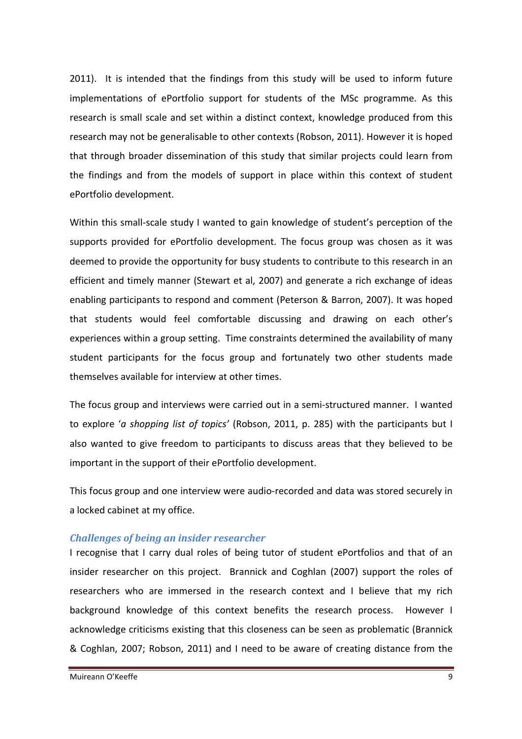2011). It is intended that the findings from this study will be used to inform future implementations of ePortfolio support for students of the MSc programme. As this research is small scale and set within a distinct context, knowledge produced from this research may not be generalisable to other contexts (Robson, 2011). However it is hoped that through broader dissemination of this study that similar projects could learn from the findings and from the models of support in place within this context of student ePortfolio development.

Within this small-scale study I wanted to gain knowledge of student's perception of the supports provided for ePortfolio development. The focus group was chosen as it was deemed to provide the opportunity for busy students to contribute to this research in an efficient and timely manner (Stewart et al, 2007) and generate a rich exchange of ideas enabling participants to respond and comment (Peterson & Barron, 2007). It was hoped that students would feel comfortable discussing and drawing on each other's experiences within a group setting. Time constraints determined the availability of many student participants for the focus group and fortunately two other students made themselves available for interview at other times.

The focus group and interviews were carried out in a semi-structured manner. I wanted to explore '*a shopping list of topics*' (Robson, 2011, p. 285) with the participants but I also wanted to give freedom to participants to discuss areas that they believed to be important in the support of their ePortfolio development.

This focus group and one interview were audio-recorded and data was stored securely in a locked cabinet at my office.

### *Challenges of being an insider researcher*

I recognise that I carry dual roles of being tutor of student ePortfolios and that of an insider researcher on this project. Brannick and Coghlan (2007) support the roles of researchers who are immersed in the research context and I believe that my rich background knowledge of this context benefits the research process. However I acknowledge criticisms existing that this closeness can be seen as problematic (Brannick & Coghlan, 2007; Robson, 2011) and I need to be aware of creating distance from the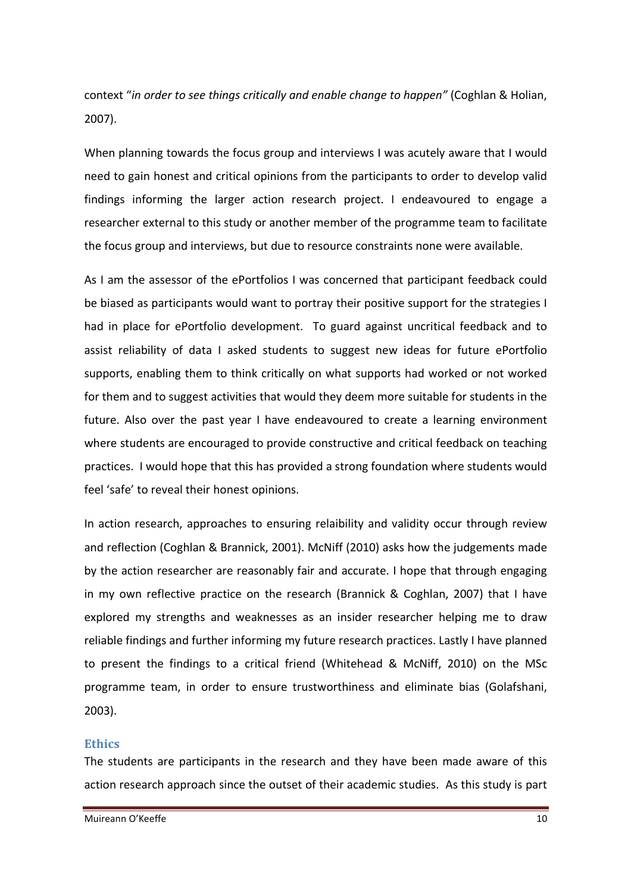context "*in order to see things critically and enable change to happen"* (Coghlan & Holian, 2007).

When planning towards the focus group and interviews I was acutely aware that I would need to gain honest and critical opinions from the participants to order to develop valid findings informing the larger action research project. I endeavoured to engage a researcher external to this study or another member of the programme team to facilitate the focus group and interviews, but due to resource constraints none were available.

As I am the assessor of the ePortfolios I was concerned that participant feedback could be biased as participants would want to portray their positive support for the strategies I had in place for ePortfolio development. To guard against uncritical feedback and to assist reliability of data I asked students to suggest new ideas for future ePortfolio supports, enabling them to think critically on what supports had worked or not worked for them and to suggest activities that would they deem more suitable for students in the future. Also over the past year I have endeavoured to create a learning environment where students are encouraged to provide constructive and critical feedback on teaching practices. I would hope that this has provided a strong foundation where students would feel 'safe' to reveal their honest opinions.

In action research, approaches to ensuring relaibility and validity occur through review and reflection (Coghlan & Brannick, 2001). McNiff (2010) asks how the judgements made by the action researcher are reasonably fair and accurate. I hope that through engaging in my own reflective practice on the research (Brannick & Coghlan, 2007) that I have explored my strengths and weaknesses as an insider researcher helping me to draw reliable findings and further informing my future research practices. Lastly I have planned to present the findings to a critical friend (Whitehead & McNiff, 2010) on the MSc programme team, in order to ensure trustworthiness and eliminate bias (Golafshani, 2003).

## Ethics

The students are participants in the research and they have been made aware of this action research approach since the outset of their academic studies. As this study is part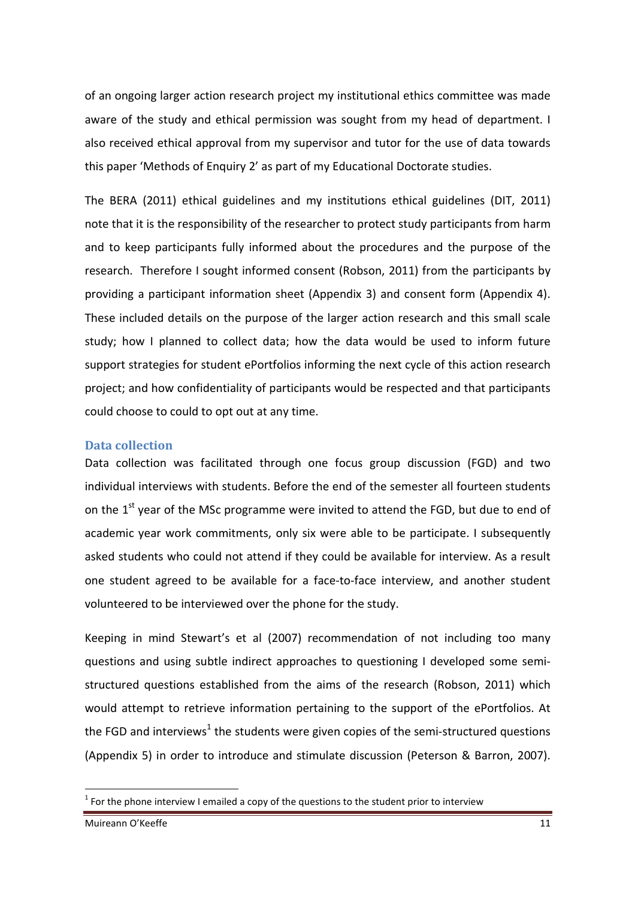of an ongoing larger action research project my institutional ethics committee was made aware of the study and ethical permission was sought from my head of department. I also received ethical approval from my supervisor and tutor for the use of data towards this paper 'Methods of Enquiry 2' as part of my Educational Doctorate studies.

The BERA (2011) ethical guidelines and my institutions ethical guidelines (DIT, 2011) note that it is the responsibility of the researcher to protect study participants from harm and to keep participants fully informed about the procedures and the purpose of the research. Therefore I sought informed consent (Robson, 2011) from the participants by providing a participant information sheet (Appendix 3) and consent form (Appendix 4). These included details on the purpose of the larger action research and this small scale study; how I planned to collect data; how the data would be used to inform future support strategies for student ePortfolios informing the next cycle of this action research project; and how confidentiality of participants would be respected and that participants could choose to could to opt out at any time.

### Data collection

Data collection was facilitated through one focus group discussion (FGD) and two individual interviews with students. Before the end of the semester all fourteen students on the 1st year of the MSc programme were invited to attend the FGD, but due to end of academic year work commitments, only six were able to be participate. I subsequently asked students who could not attend if they could be available for interview. As a result one student agreed to be available for a face-to-face interview, and another student volunteered to be interviewed over the phone for the study.

Keeping in mind Stewart's et al (2007) recommendation of not including too many questions and using subtle indirect approaches to questioning I developed some semi-structured questions established from the aims of the research (Robson, 2011) which would attempt to retrieve information pertaining to the support of the ePortfolios. At the FGD and interviews[1] the students were given copies of the semi-structured questions (Appendix 5) in order to introduce and stimulate discussion (Peterson & Barron, 2007).

[1] For the phone interview I emailed a copy of the questions to the student prior to interview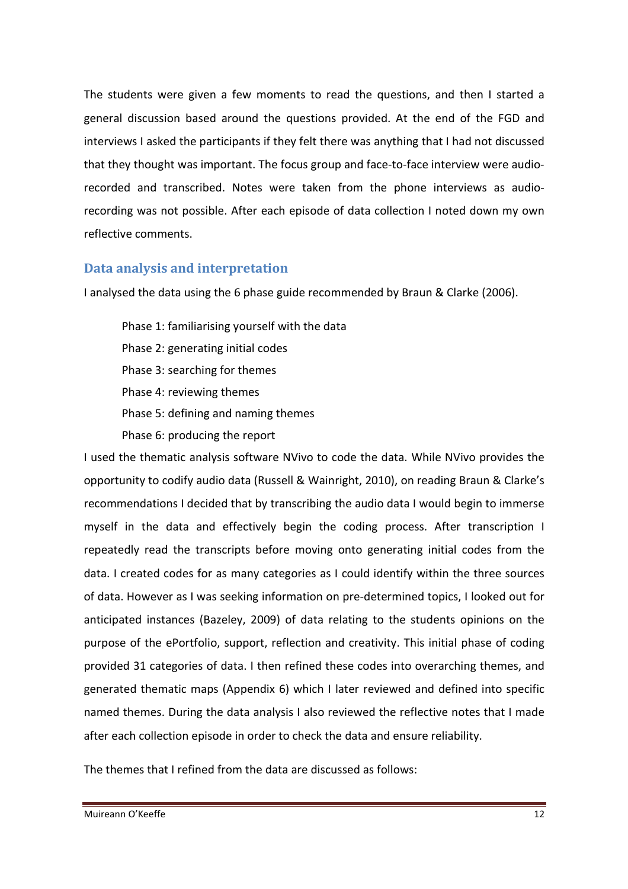The students were given a few moments to read the questions, and then I started a general discussion based around the questions provided. At the end of the FGD and interviews I asked the participants if they felt there was anything that I had not discussed that they thought was important. The focus group and face-to-face interview were audio-recorded and transcribed. Notes were taken from the phone interviews as audio-recording was not possible. After each episode of data collection I noted down my own reflective comments.

## Data analysis and interpretation

I analysed the data using the 6 phase guide recommended by Braun & Clarke (2006).

Phase 1: familiarising yourself with the data
Phase 2: generating initial codes
Phase 3: searching for themes
Phase 4: reviewing themes
Phase 5: defining and naming themes
Phase 6: producing the report

I used the thematic analysis software NVivo to code the data. While NVivo provides the opportunity to codify audio data (Russell & Wainright, 2010), on reading Braun & Clarke's recommendations I decided that by transcribing the audio data I would begin to immerse myself in the data and effectively begin the coding process. After transcription I repeatedly read the transcripts before moving onto generating initial codes from the data. I created codes for as many categories as I could identify within the three sources of data. However as I was seeking information on pre-determined topics, I looked out for anticipated instances (Bazeley, 2009) of data relating to the students opinions on the purpose of the ePortfolio, support, reflection and creativity. This initial phase of coding provided 31 categories of data. I then refined these codes into overarching themes, and generated thematic maps (Appendix 6) which I later reviewed and defined into specific named themes. During the data analysis I also reviewed the reflective notes that I made after each collection episode in order to check the data and ensure reliability.

The themes that I refined from the data are discussed as follows: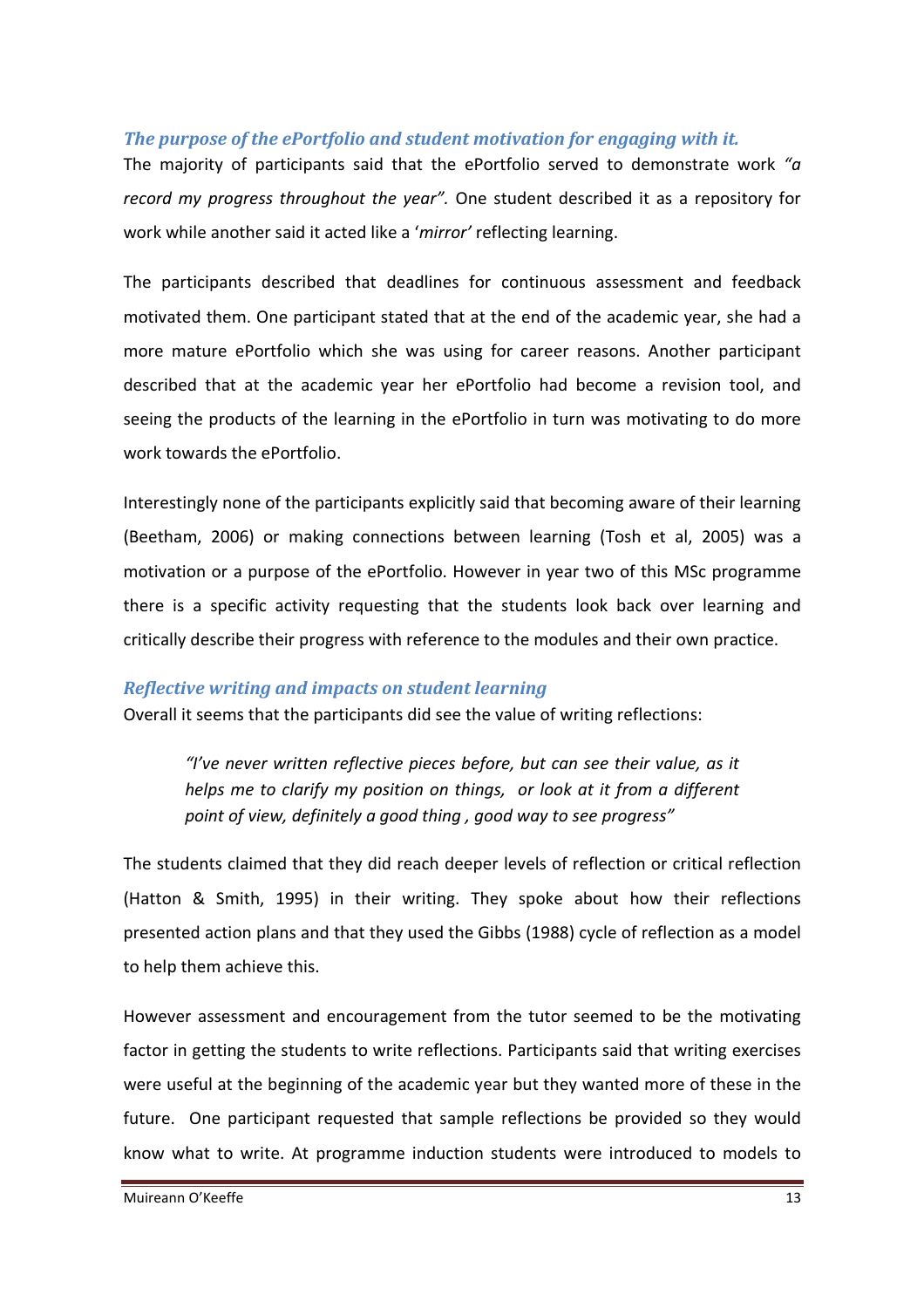### *The purpose of the ePortfolio and student motivation for engaging with it.*

The majority of participants said that the ePortfolio served to demonstrate work *"a record my progress throughout the year".* One student described it as a repository for work while another said it acted like a '*mirror*' reflecting learning.

The participants described that deadlines for continuous assessment and feedback motivated them. One participant stated that at the end of the academic year, she had a more mature ePortfolio which she was using for career reasons. Another participant described that at the academic year her ePortfolio had become a revision tool, and seeing the products of the learning in the ePortfolio in turn was motivating to do more work towards the ePortfolio.

Interestingly none of the participants explicitly said that becoming aware of their learning (Beetham, 2006) or making connections between learning (Tosh et al, 2005) was a motivation or a purpose of the ePortfolio. However in year two of this MSc programme there is a specific activity requesting that the students look back over learning and critically describe their progress with reference to the modules and their own practice.

### *Reflective writing and impacts on student learning*

Overall it seems that the participants did see the value of writing reflections:

> *"I've never written reflective pieces before, but can see their value, as it helps me to clarify my position on things, or look at it from a different point of view, definitely a good thing , good way to see progress"*

The students claimed that they did reach deeper levels of reflection or critical reflection (Hatton & Smith, 1995) in their writing. They spoke about how their reflections presented action plans and that they used the Gibbs (1988) cycle of reflection as a model to help them achieve this.

However assessment and encouragement from the tutor seemed to be the motivating factor in getting the students to write reflections. Participants said that writing exercises were useful at the beginning of the academic year but they wanted more of these in the future. One participant requested that sample reflections be provided so they would know what to write. At programme induction students were introduced to models to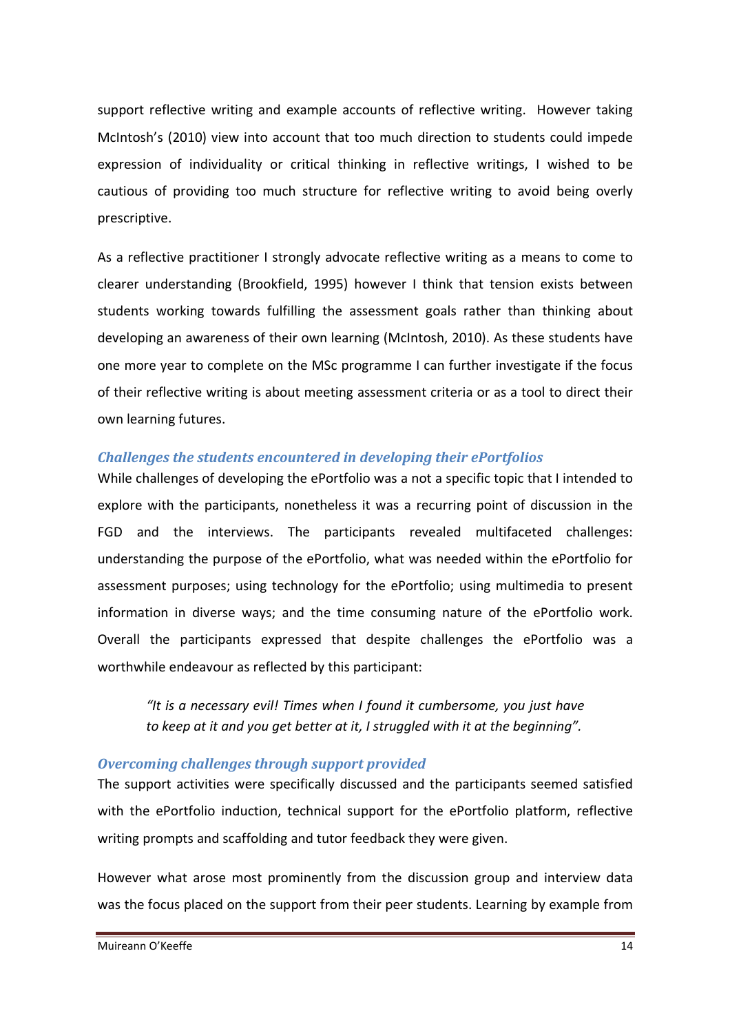support reflective writing and example accounts of reflective writing. However taking McIntosh's (2010) view into account that too much direction to students could impede expression of individuality or critical thinking in reflective writings, I wished to be cautious of providing too much structure for reflective writing to avoid being overly prescriptive.

As a reflective practitioner I strongly advocate reflective writing as a means to come to clearer understanding (Brookfield, 1995) however I think that tension exists between students working towards fulfilling the assessment goals rather than thinking about developing an awareness of their own learning (McIntosh, 2010). As these students have one more year to complete on the MSc programme I can further investigate if the focus of their reflective writing is about meeting assessment criteria or as a tool to direct their own learning futures.

### *Challenges the students encountered in developing their ePortfolios*

While challenges of developing the ePortfolio was a not a specific topic that I intended to explore with the participants, nonetheless it was a recurring point of discussion in the FGD and the interviews. The participants revealed multifaceted challenges: understanding the purpose of the ePortfolio, what was needed within the ePortfolio for assessment purposes; using technology for the ePortfolio; using multimedia to present information in diverse ways; and the time consuming nature of the ePortfolio work. Overall the participants expressed that despite challenges the ePortfolio was a worthwhile endeavour as reflected by this participant:

> *"It is a necessary evil! Times when I found it cumbersome, you just have to keep at it and you get better at it, I struggled with it at the beginning".*

### *Overcoming challenges through support provided*

The support activities were specifically discussed and the participants seemed satisfied with the ePortfolio induction, technical support for the ePortfolio platform, reflective writing prompts and scaffolding and tutor feedback they were given.

However what arose most prominently from the discussion group and interview data was the focus placed on the support from their peer students. Learning by example from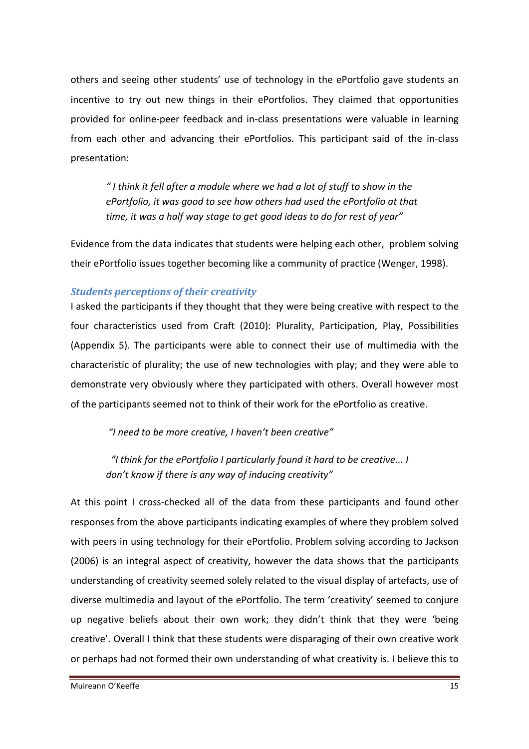others and seeing other students' use of technology in the ePortfolio gave students an incentive to try out new things in their ePortfolios. They claimed that opportunities provided for online-peer feedback and in-class presentations were valuable in learning from each other and advancing their ePortfolios. This participant said of the in-class presentation:

> *" I think it fell after a module where we had a lot of stuff to show in the ePortfolio, it was good to see how others had used the ePortfolio at that time, it was a half way stage to get good ideas to do for rest of year"*

Evidence from the data indicates that students were helping each other, problem solving their ePortfolio issues together becoming like a community of practice (Wenger, 1998).

### *Students perceptions of their creativity*

I asked the participants if they thought that they were being creative with respect to the four characteristics used from Craft (2010): Plurality, Participation, Play, Possibilities (Appendix 5). The participants were able to connect their use of multimedia with the characteristic of plurality; the use of new technologies with play; and they were able to demonstrate very obviously where they participated with others. Overall however most of the participants seemed not to think of their work for the ePortfolio as creative.

> *"I need to be more creative, I haven't been creative"*

> *"I think for the ePortfolio I particularly found it hard to be creative... I don't know if there is any way of inducing creativity"*

At this point I cross-checked all of the data from these participants and found other responses from the above participants indicating examples of where they problem solved with peers in using technology for their ePortfolio. Problem solving according to Jackson (2006) is an integral aspect of creativity, however the data shows that the participants understanding of creativity seemed solely related to the visual display of artefacts, use of diverse multimedia and layout of the ePortfolio. The term 'creativity' seemed to conjure up negative beliefs about their own work; they didn't think that they were 'being creative'. Overall I think that these students were disparaging of their own creative work or perhaps had not formed their own understanding of what creativity is. I believe this to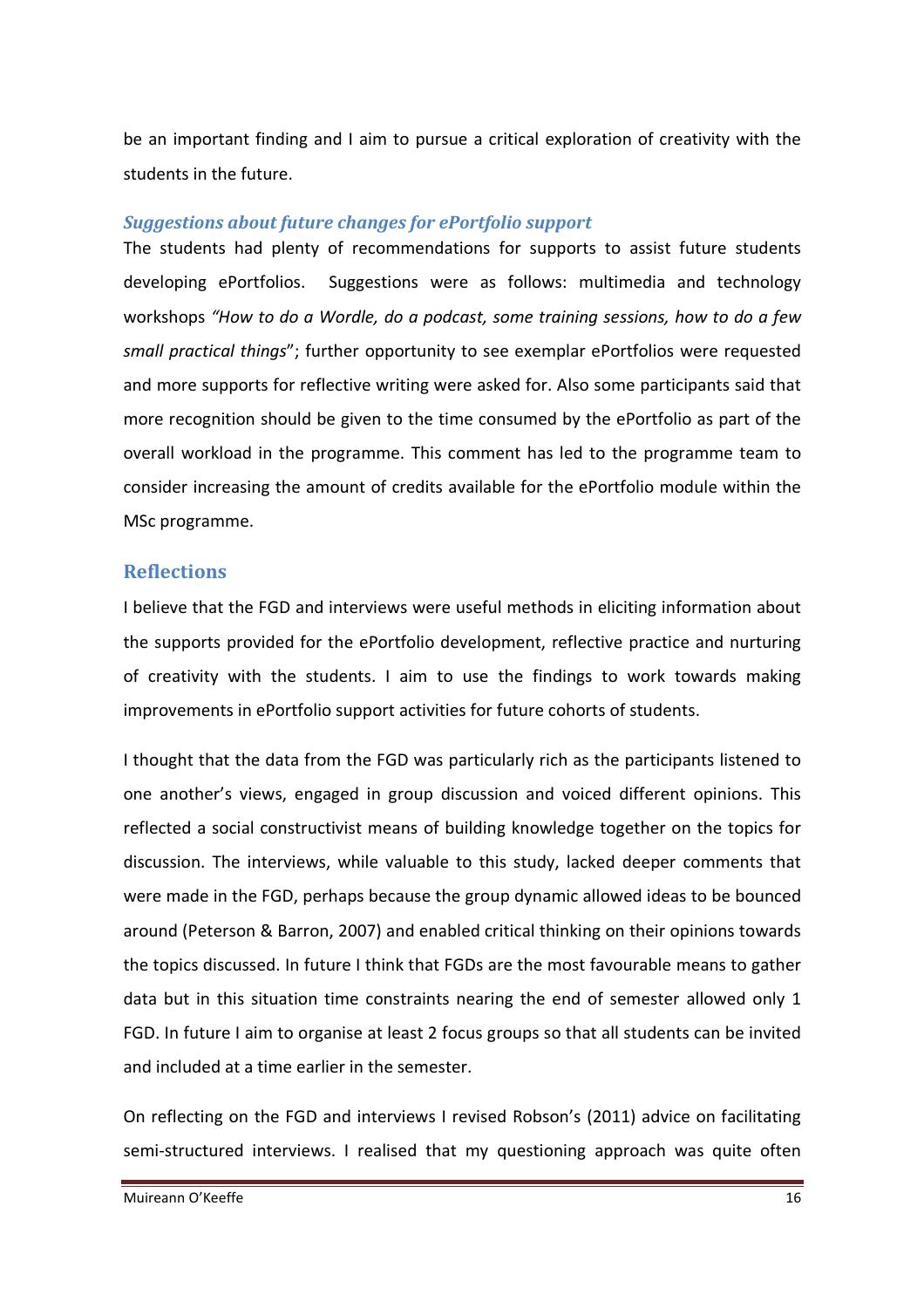be an important finding and I aim to pursue a critical exploration of creativity with the students in the future.

### *Suggestions about future changes for ePortfolio support*

The students had plenty of recommendations for supports to assist future students developing ePortfolios. Suggestions were as follows: multimedia and technology workshops *"How to do a Wordle, do a podcast, some training sessions, how to do a few small practical things*"; further opportunity to see exemplar ePortfolios were requested and more supports for reflective writing were asked for. Also some participants said that more recognition should be given to the time consumed by the ePortfolio as part of the overall workload in the programme. This comment has led to the programme team to consider increasing the amount of credits available for the ePortfolio module within the MSc programme.

## Reflections

I believe that the FGD and interviews were useful methods in eliciting information about the supports provided for the ePortfolio development, reflective practice and nurturing of creativity with the students. I aim to use the findings to work towards making improvements in ePortfolio support activities for future cohorts of students.

I thought that the data from the FGD was particularly rich as the participants listened to one another's views, engaged in group discussion and voiced different opinions. This reflected a social constructivist means of building knowledge together on the topics for discussion. The interviews, while valuable to this study, lacked deeper comments that were made in the FGD, perhaps because the group dynamic allowed ideas to be bounced around (Peterson & Barron, 2007) and enabled critical thinking on their opinions towards the topics discussed. In future I think that FGDs are the most favourable means to gather data but in this situation time constraints nearing the end of semester allowed only 1 FGD. In future I aim to organise at least 2 focus groups so that all students can be invited and included at a time earlier in the semester.

On reflecting on the FGD and interviews I revised Robson's (2011) advice on facilitating semi-structured interviews. I realised that my questioning approach was quite often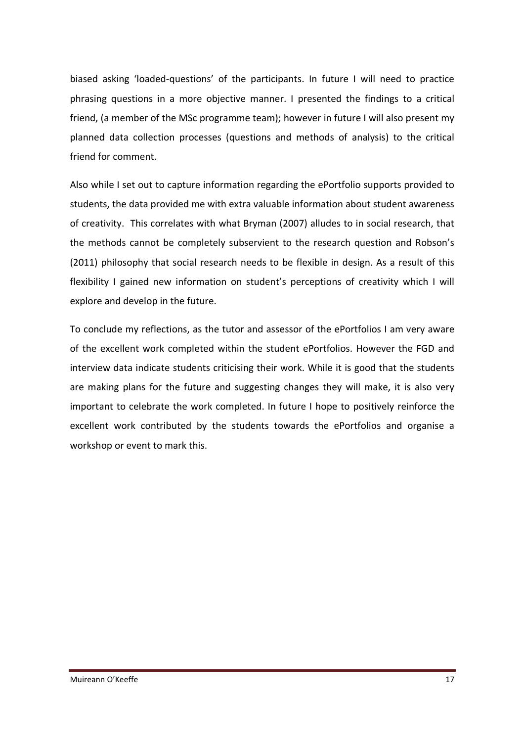biased asking 'loaded-questions' of the participants. In future I will need to practice phrasing questions in a more objective manner. I presented the findings to a critical friend, (a member of the MSc programme team); however in future I will also present my planned data collection processes (questions and methods of analysis) to the critical friend for comment.

Also while I set out to capture information regarding the ePortfolio supports provided to students, the data provided me with extra valuable information about student awareness of creativity. This correlates with what Bryman (2007) alludes to in social research, that the methods cannot be completely subservient to the research question and Robson's (2011) philosophy that social research needs to be flexible in design. As a result of this flexibility I gained new information on student's perceptions of creativity which I will explore and develop in the future.

To conclude my reflections, as the tutor and assessor of the ePortfolios I am very aware of the excellent work completed within the student ePortfolios. However the FGD and interview data indicate students criticising their work. While it is good that the students are making plans for the future and suggesting changes they will make, it is also very important to celebrate the work completed. In future I hope to positively reinforce the excellent work contributed by the students towards the ePortfolios and organise a workshop or event to mark this.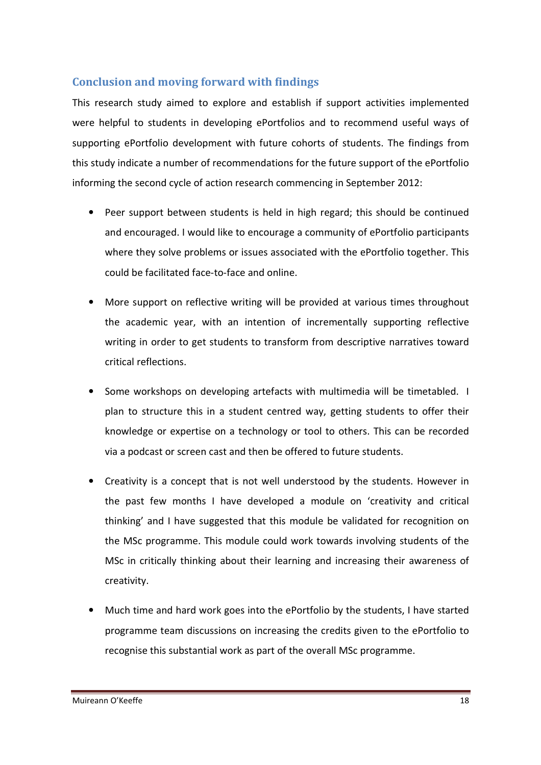## Conclusion and moving forward with findings

This research study aimed to explore and establish if support activities implemented were helpful to students in developing ePortfolios and to recommend useful ways of supporting ePortfolio development with future cohorts of students. The findings from this study indicate a number of recommendations for the future support of the ePortfolio informing the second cycle of action research commencing in September 2012:

- Peer support between students is held in high regard; this should be continued and encouraged. I would like to encourage a community of ePortfolio participants where they solve problems or issues associated with the ePortfolio together. This could be facilitated face-to-face and online.
- More support on reflective writing will be provided at various times throughout the academic year, with an intention of incrementally supporting reflective writing in order to get students to transform from descriptive narratives toward critical reflections.
- Some workshops on developing artefacts with multimedia will be timetabled. I plan to structure this in a student centred way, getting students to offer their knowledge or expertise on a technology or tool to others. This can be recorded via a podcast or screen cast and then be offered to future students.
- Creativity is a concept that is not well understood by the students. However in the past few months I have developed a module on 'creativity and critical thinking' and I have suggested that this module be validated for recognition on the MSc programme. This module could work towards involving students of the MSc in critically thinking about their learning and increasing their awareness of creativity.
- Much time and hard work goes into the ePortfolio by the students, I have started programme team discussions on increasing the credits given to the ePortfolio to recognise this substantial work as part of the overall MSc programme.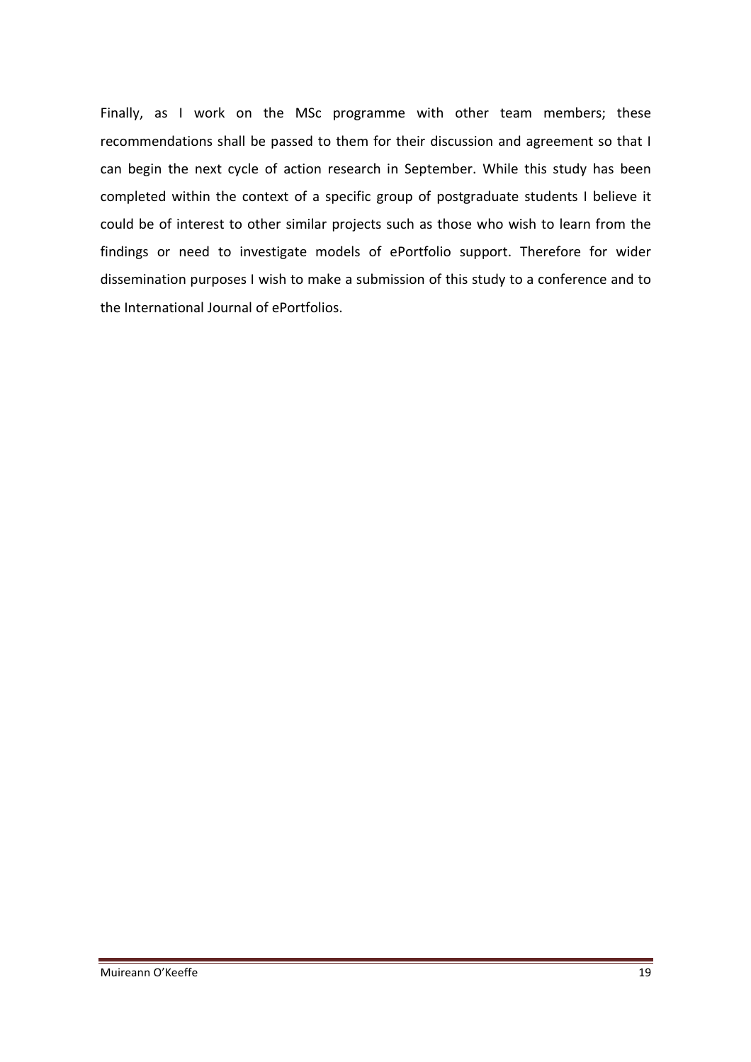Finally, as I work on the MSc programme with other team members; these recommendations shall be passed to them for their discussion and agreement so that I can begin the next cycle of action research in September. While this study has been completed within the context of a specific group of postgraduate students I believe it could be of interest to other similar projects such as those who wish to learn from the findings or need to investigate models of ePortfolio support. Therefore for wider dissemination purposes I wish to make a submission of this study to a conference and to the International Journal of ePortfolios.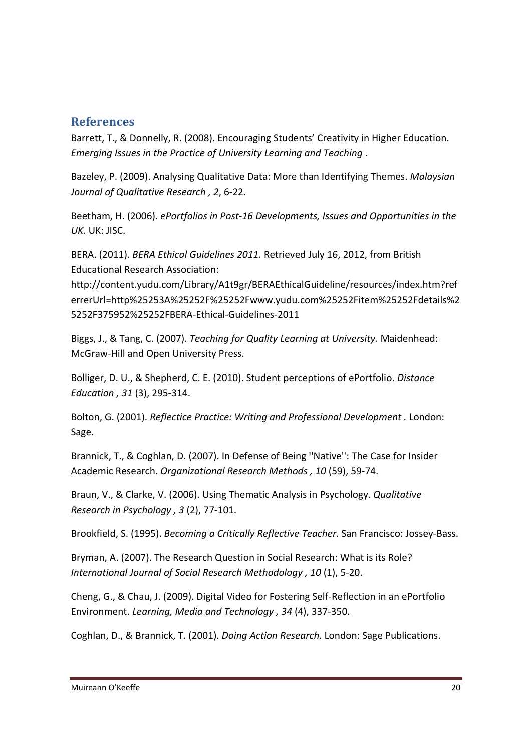## References

Barrett, T., & Donnelly, R. (2008). Encouraging Students' Creativity in Higher Education. *Emerging Issues in the Practice of University Learning and Teaching* .

Bazeley, P. (2009). Analysing Qualitative Data: More than Identifying Themes. *Malaysian Journal of Qualitative Research , 2*, 6-22.

Beetham, H. (2006). *ePortfolios in Post-16 Developments, Issues and Opportunities in the UK.* UK: JISC.

BERA. (2011). *BERA Ethical Guidelines 2011.* Retrieved July 16, 2012, from British Educational Research Association: http://content.yudu.com/Library/A1t9gr/BERAEthicalGuideline/resources/index.htm?referrerUrl=http%25253A%25252F%25252Fwww.yudu.com%25252Fitem%25252Fdetails%25252F375952%25252FBERA-Ethical-Guidelines-2011

Biggs, J., & Tang, C. (2007). *Teaching for Quality Learning at University.* Maidenhead: McGraw-Hill and Open University Press.

Bolliger, D. U., & Shepherd, C. E. (2010). Student perceptions of ePortfolio. *Distance Education , 31* (3), 295-314.

Bolton, G. (2001). *Reflectice Practice: Writing and Professional Development* . London: Sage.

Brannick, T., & Coghlan, D. (2007). In Defense of Being ''Native'': The Case for Insider Academic Research. *Organizational Research Methods , 10* (59), 59-74.

Braun, V., & Clarke, V. (2006). Using Thematic Analysis in Psychology. *Qualitative Research in Psychology , 3* (2), 77-101.

Brookfield, S. (1995). *Becoming a Critically Reflective Teacher.* San Francisco: Jossey-Bass.

Bryman, A. (2007). The Research Question in Social Research: What is its Role? *International Journal of Social Research Methodology , 10* (1), 5-20.

Cheng, G., & Chau, J. (2009). Digital Video for Fostering Self-Reflection in an ePortfolio Environment. *Learning, Media and Technology , 34* (4), 337-350.

Coghlan, D., & Brannick, T. (2001). *Doing Action Research.* London: Sage Publications.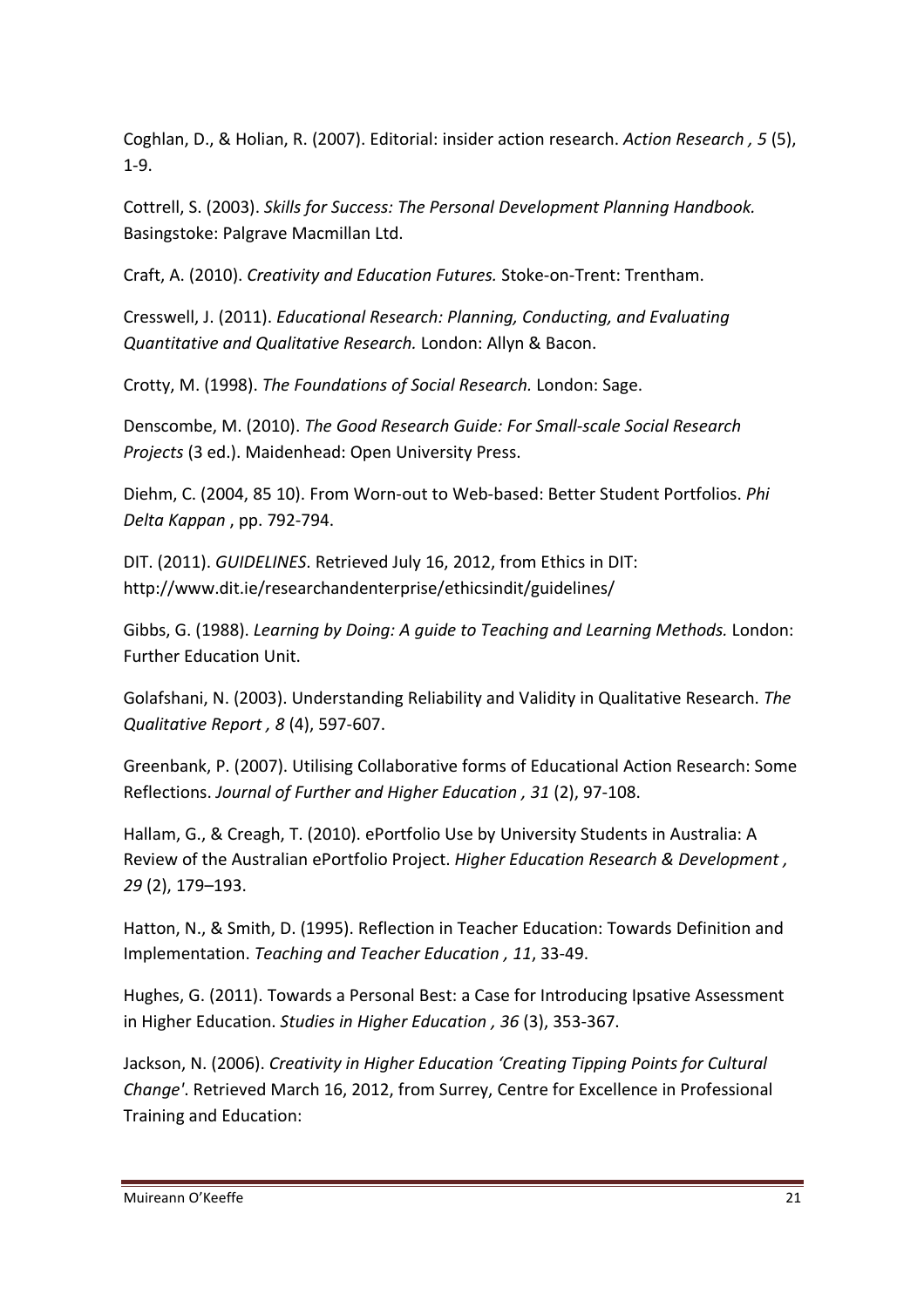Coghlan, D., & Holian, R. (2007). Editorial: insider action research. *Action Research , 5* (5), 1-9.

Cottrell, S. (2003). *Skills for Success: The Personal Development Planning Handbook.* Basingstoke: Palgrave Macmillan Ltd.

Craft, A. (2010). *Creativity and Education Futures.* Stoke-on-Trent: Trentham.

Cresswell, J. (2011). *Educational Research: Planning, Conducting, and Evaluating Quantitative and Qualitative Research.* London: Allyn & Bacon.

Crotty, M. (1998). *The Foundations of Social Research.* London: Sage.

Denscombe, M. (2010). *The Good Research Guide: For Small-scale Social Research Projects* (3 ed.). Maidenhead: Open University Press.

Diehm, C. (2004, 85 10). From Worn-out to Web-based: Better Student Portfolios. *Phi Delta Kappan* , pp. 792-794.

DIT. (2011). *GUIDELINES*. Retrieved July 16, 2012, from Ethics in DIT: http://www.dit.ie/researchandenterprise/ethicsindit/guidelines/

Gibbs, G. (1988). *Learning by Doing: A guide to Teaching and Learning Methods.* London: Further Education Unit.

Golafshani, N. (2003). Understanding Reliability and Validity in Qualitative Research. *The Qualitative Report , 8* (4), 597-607.

Greenbank, P. (2007). Utilising Collaborative forms of Educational Action Research: Some Reflections. *Journal of Further and Higher Education , 31* (2), 97-108.

Hallam, G., & Creagh, T. (2010). ePortfolio Use by University Students in Australia: A Review of the Australian ePortfolio Project. *Higher Education Research & Development , 29* (2), 179–193.

Hatton, N., & Smith, D. (1995). Reflection in Teacher Education: Towards Definition and Implementation. *Teaching and Teacher Education , 11*, 33-49.

Hughes, G. (2011). Towards a Personal Best: a Case for Introducing Ipsative Assessment in Higher Education. *Studies in Higher Education , 36* (3), 353-367.

Jackson, N. (2006). *Creativity in Higher Education 'Creating Tipping Points for Cultural Change'*. Retrieved March 16, 2012, from Surrey, Centre for Excellence in Professional Training and Education: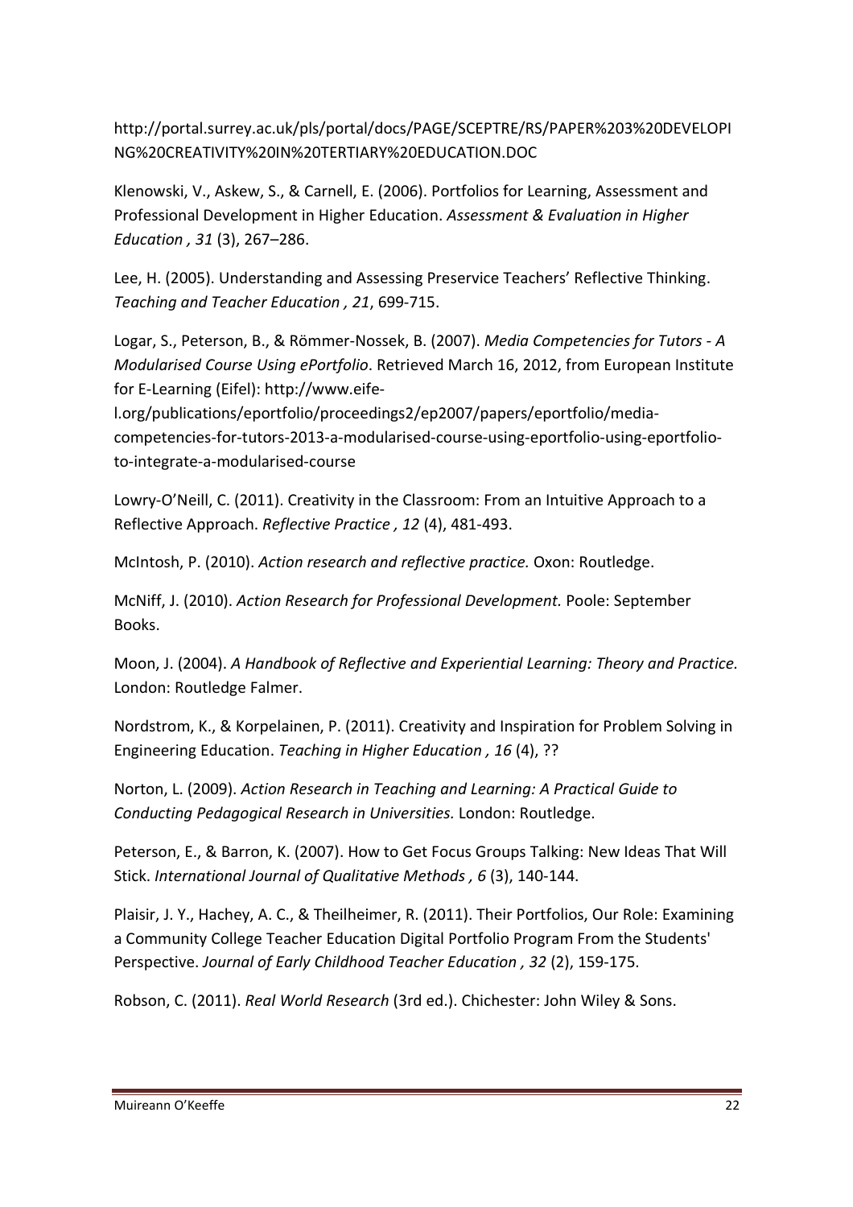http://portal.surrey.ac.uk/pls/portal/docs/PAGE/SCEPTRE/RS/PAPER%203%20DEVELOPING%20CREATIVITY%20IN%20TERTIARY%20EDUCATION.DOC

Klenowski, V., Askew, S., & Carnell, E. (2006). Portfolios for Learning, Assessment and Professional Development in Higher Education. *Assessment & Evaluation in Higher Education , 31* (3), 267–286.

Lee, H. (2005). Understanding and Assessing Preservice Teachers' Reflective Thinking. *Teaching and Teacher Education , 21*, 699-715.

Logar, S., Peterson, B., & Römmer-Nossek, B. (2007). *Media Competencies for Tutors - A Modularised Course Using ePortfolio*. Retrieved March 16, 2012, from European Institute for E-Learning (Eifel): http://www.eife-l.org/publications/eportfolio/proceedings2/ep2007/papers/eportfolio/media-competencies-for-tutors-2013-a-modularised-course-using-eportfolio-using-eportfolio-to-integrate-a-modularised-course

Lowry-O'Neill, C. (2011). Creativity in the Classroom: From an Intuitive Approach to a Reflective Approach. *Reflective Practice , 12* (4), 481-493.

McIntosh, P. (2010). *Action research and reflective practice.* Oxon: Routledge.

McNiff, J. (2010). *Action Research for Professional Development.* Poole: September Books.

Moon, J. (2004). *A Handbook of Reflective and Experiential Learning: Theory and Practice.* London: Routledge Falmer.

Nordstrom, K., & Korpelainen, P. (2011). Creativity and Inspiration for Problem Solving in Engineering Education. *Teaching in Higher Education , 16* (4), ??

Norton, L. (2009). *Action Research in Teaching and Learning: A Practical Guide to Conducting Pedagogical Research in Universities.* London: Routledge.

Peterson, E., & Barron, K. (2007). How to Get Focus Groups Talking: New Ideas That Will Stick. *International Journal of Qualitative Methods , 6* (3), 140-144.

Plaisir, J. Y., Hachey, A. C., & Theilheimer, R. (2011). Their Portfolios, Our Role: Examining a Community College Teacher Education Digital Portfolio Program From the Students' Perspective. *Journal of Early Childhood Teacher Education , 32* (2), 159-175.

Robson, C. (2011). *Real World Research* (3rd ed.). Chichester: John Wiley & Sons.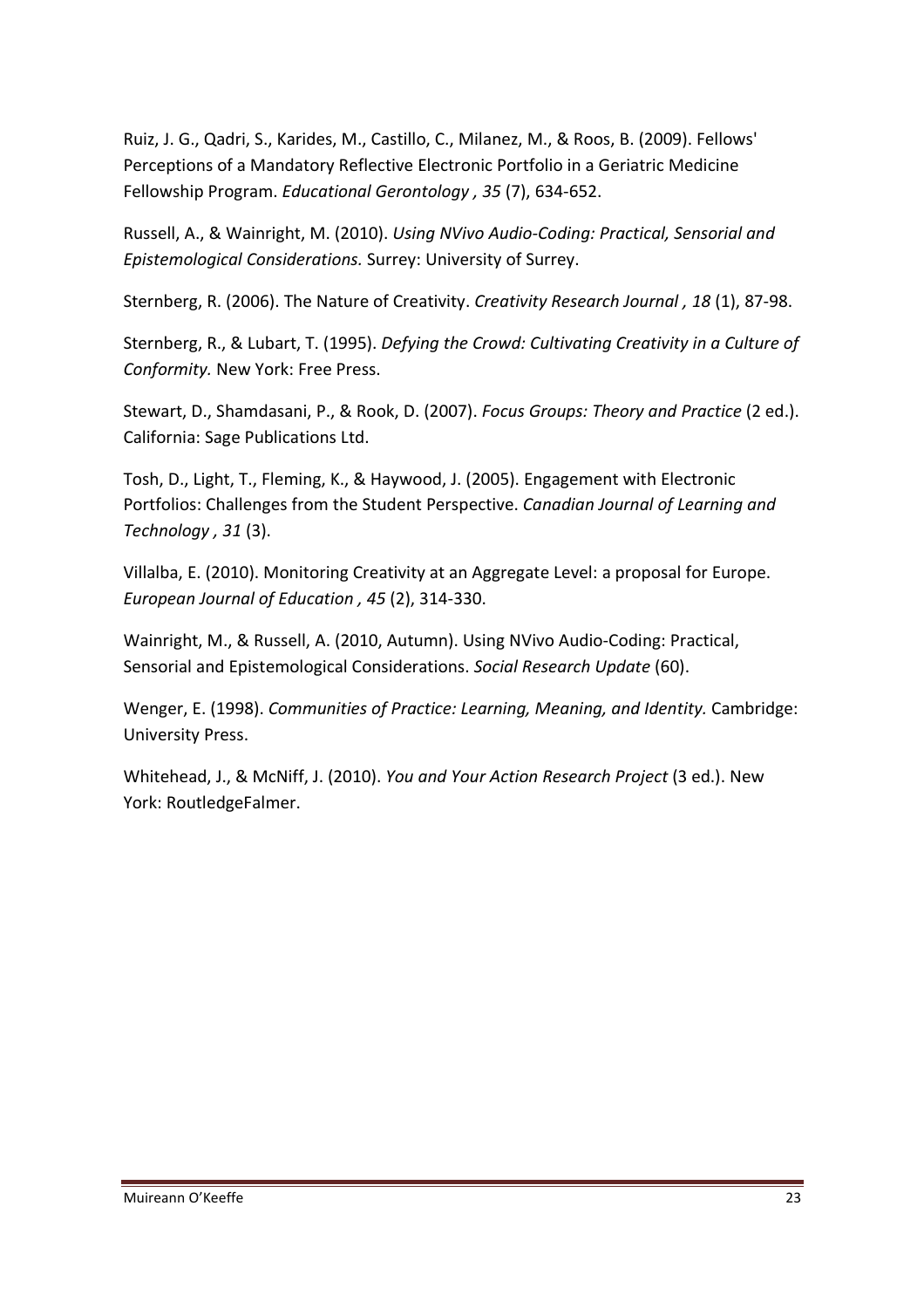Ruiz, J. G., Qadri, S., Karides, M., Castillo, C., Milanez, M., & Roos, B. (2009). Fellows' Perceptions of a Mandatory Reflective Electronic Portfolio in a Geriatric Medicine Fellowship Program. *Educational Gerontology , 35* (7), 634-652.

Russell, A., & Wainright, M. (2010). *Using NVivo Audio-Coding: Practical, Sensorial and Epistemological Considerations.* Surrey: University of Surrey.

Sternberg, R. (2006). The Nature of Creativity. *Creativity Research Journal , 18* (1), 87-98.

Sternberg, R., & Lubart, T. (1995). *Defying the Crowd: Cultivating Creativity in a Culture of Conformity.* New York: Free Press.

Stewart, D., Shamdasani, P., & Rook, D. (2007). *Focus Groups: Theory and Practice* (2 ed.). California: Sage Publications Ltd.

Tosh, D., Light, T., Fleming, K., & Haywood, J. (2005). Engagement with Electronic Portfolios: Challenges from the Student Perspective. *Canadian Journal of Learning and Technology , 31* (3).

Villalba, E. (2010). Monitoring Creativity at an Aggregate Level: a proposal for Europe. *European Journal of Education , 45* (2), 314-330.

Wainright, M., & Russell, A. (2010, Autumn). Using NVivo Audio-Coding: Practical, Sensorial and Epistemological Considerations. *Social Research Update* (60).

Wenger, E. (1998). *Communities of Practice: Learning, Meaning, and Identity.* Cambridge: University Press.

Whitehead, J., & McNiff, J. (2010). *You and Your Action Research Project* (3 ed.). New York: RoutledgeFalmer.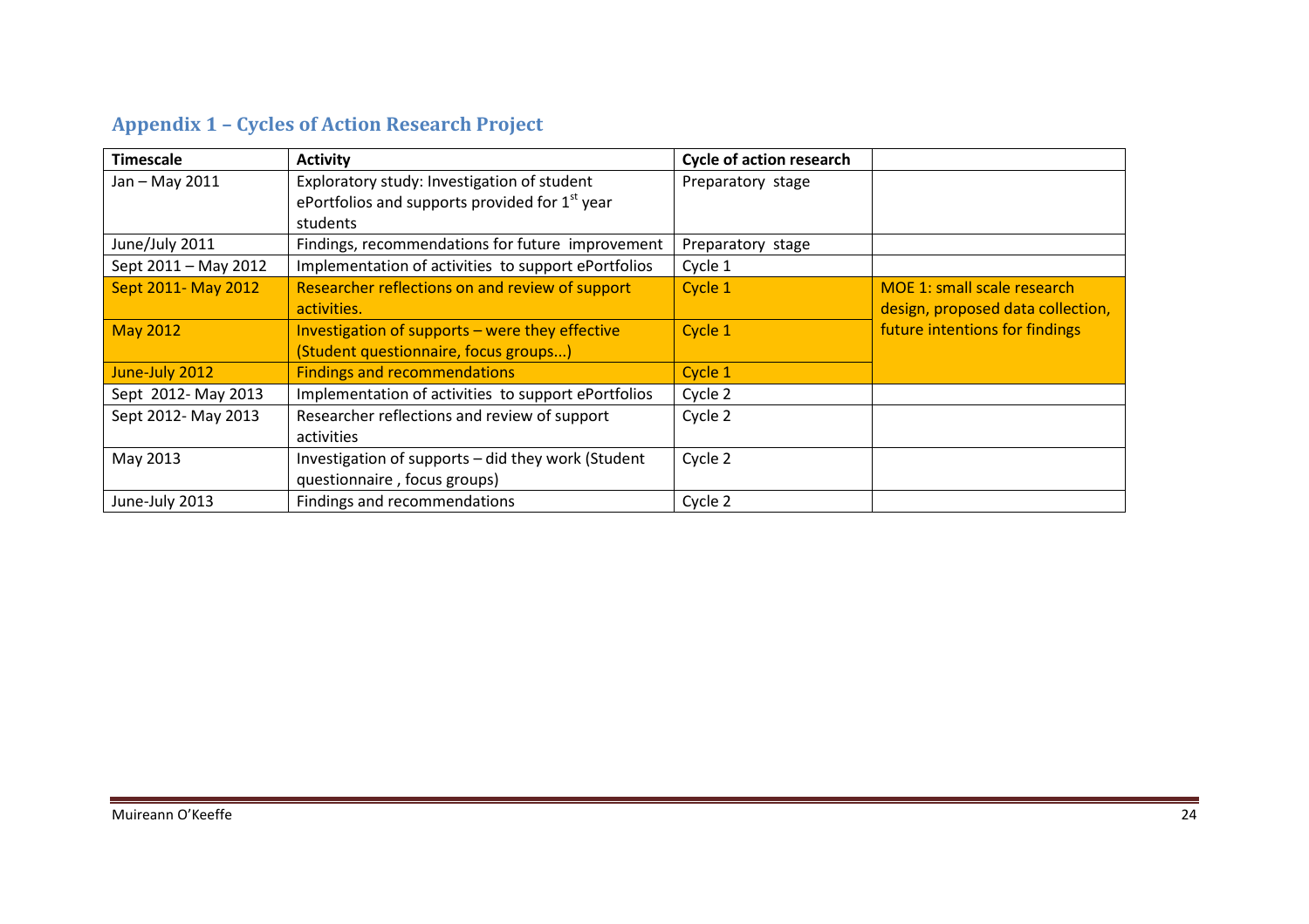## Appendix 1 – Cycles of Action Research Project

| Timescale | Activity | Cycle of action research | |
|---|---|---|---|
| Jan – May 2011 | Exploratory study: Investigation of student ePortfolios and supports provided for 1st year students | Preparatory stage | |
| June/July 2011 | Findings, recommendations for future improvement | Preparatory stage | |
| Sept 2011 – May 2012 | Implementation of activities to support ePortfolios | Cycle 1 | |
| Sept 2011- May 2012 | Researcher reflections on and review of support activities. | Cycle 1 | MOE 1: small scale research design, proposed data collection, future intentions for findings |
| May 2012 | Investigation of supports – were they effective (Student questionnaire, focus groups...) | Cycle 1 | |
| June-July 2012 | Findings and recommendations | Cycle 1 | |
| Sept 2012- May 2013 | Implementation of activities to support ePortfolios | Cycle 2 | |
| Sept 2012- May 2013 | Researcher reflections and review of support activities | Cycle 2 | |
| May 2013 | Investigation of supports – did they work (Student questionnaire , focus groups) | Cycle 2 | |
| June-July 2013 | Findings and recommendations | Cycle 2 | |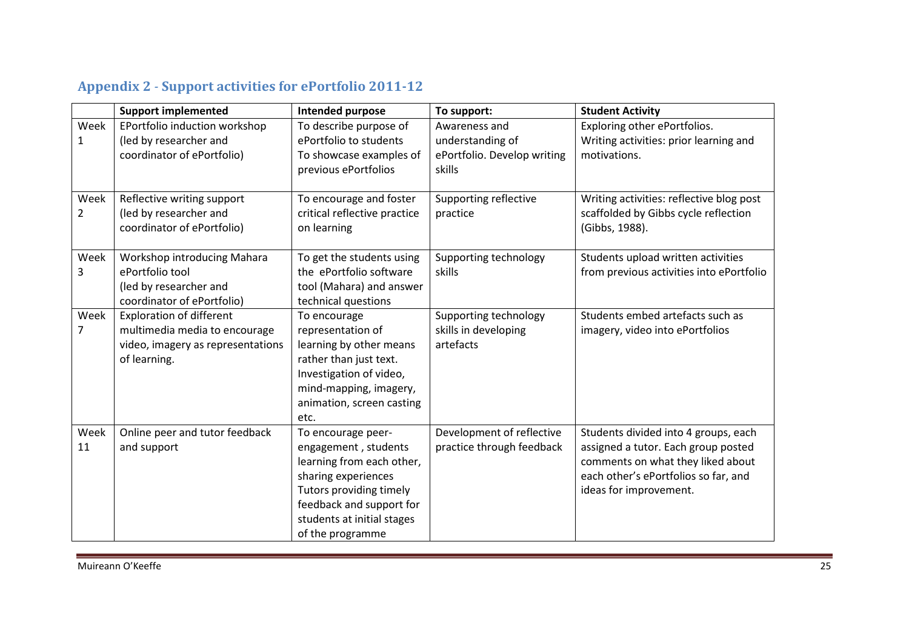## Appendix 2 - Support activities for ePortfolio 2011-12

| | Support implemented | Intended purpose | To support: | Student Activity |
|---|---|---|---|---|
| Week 1 | EPortfolio induction workshop (led by researcher and coordinator of ePortfolio) | To describe purpose of ePortfolio to students To showcase examples of previous ePortfolios | Awareness and understanding of ePortfolio. Develop writing skills | Exploring other ePortfolios. Writing activities: prior learning and motivations. |
| Week 2 | Reflective writing support (led by researcher and coordinator of ePortfolio) | To encourage and foster critical reflective practice on learning | Supporting reflective practice | Writing activities: reflective blog post scaffolded by Gibbs cycle reflection (Gibbs, 1988). |
| Week 3 | Workshop introducing Mahara ePortfolio tool (led by researcher and coordinator of ePortfolio) | To get the students using the ePortfolio software tool (Mahara) and answer technical questions | Supporting technology skills | Students upload written activities from previous activities into ePortfolio |
| Week 7 | Exploration of different multimedia media to encourage video, imagery as representations of learning. | To encourage representation of learning by other means rather than just text. Investigation of video, mind-mapping, imagery, animation, screen casting etc. | Supporting technology skills in developing artefacts | Students embed artefacts such as imagery, video into ePortfolios |
| Week 11 | Online peer and tutor feedback and support | To encourage peer-engagement , students learning from each other, sharing experiences Tutors providing timely feedback and support for students at initial stages of the programme | Development of reflective practice through feedback | Students divided into 4 groups, each assigned a tutor. Each group posted comments on what they liked about each other's ePortfolios so far, and ideas for improvement. |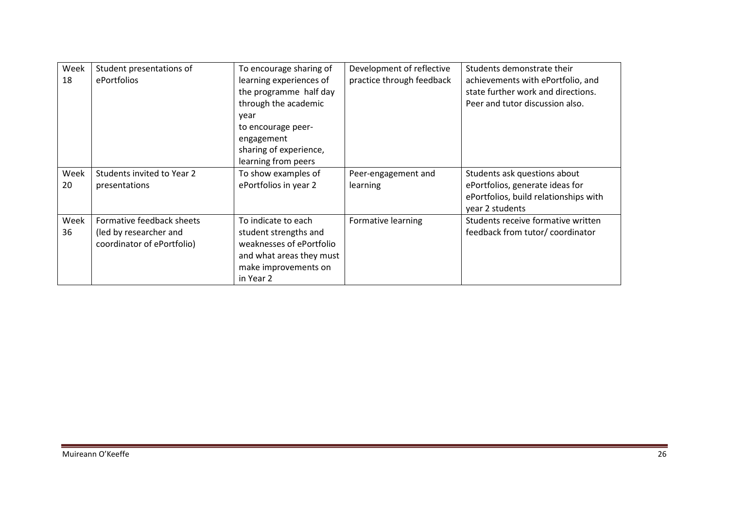| Week 18 | Student presentations of ePortfolios | To encourage sharing of learning experiences of the programme half day through the academic year to encourage peer-engagement sharing of experience, learning from peers | Development of reflective practice through feedback | Students demonstrate their achievements with ePortfolio, and state further work and directions. Peer and tutor discussion also. |
|---|---|---|---|---|
| Week 20 | Students invited to Year 2 presentations | To show examples of ePortfolios in year 2 | Peer-engagement and learning | Students ask questions about ePortfolios, generate ideas for ePortfolios, build relationships with year 2 students |
| Week 36 | Formative feedback sheets (led by researcher and coordinator of ePortfolio) | To indicate to each student strengths and weaknesses of ePortfolio and what areas they must make improvements on in Year 2 | Formative learning | Students receive formative written feedback from tutor/ coordinator |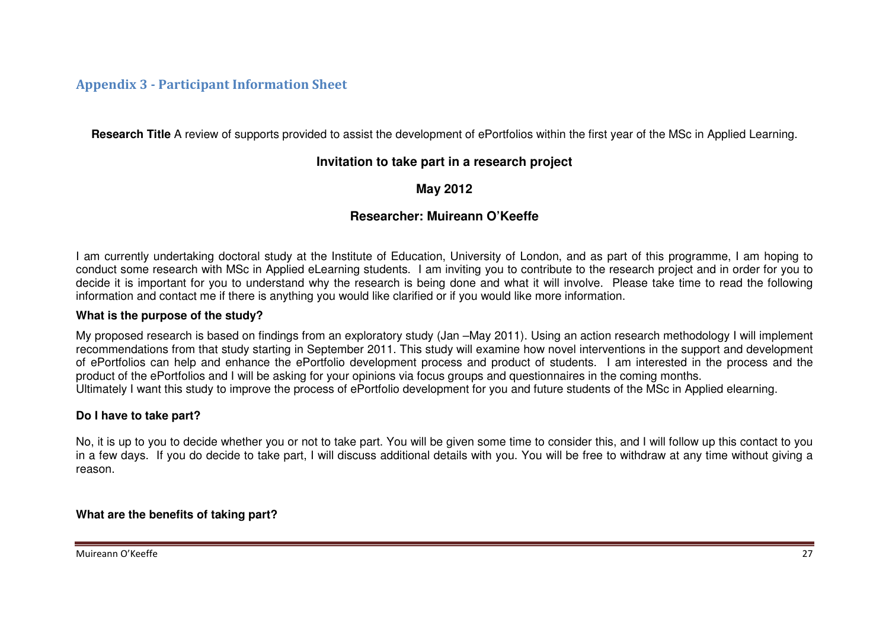## Appendix 3 - Participant Information Sheet

**Research Title** A review of supports provided to assist the development of ePortfolios within the first year of the MSc in Applied Learning.

**Invitation to take part in a research project**

**May 2012**

**Researcher: Muireann O'Keeffe**

I am currently undertaking doctoral study at the Institute of Education, University of London, and as part of this programme, I am hoping to conduct some research with MSc in Applied eLearning students. I am inviting you to contribute to the research project and in order for you to decide it is important for you to understand why the research is being done and what it will involve. Please take time to read the following information and contact me if there is anything you would like clarified or if you would like more information.

**What is the purpose of the study?**

My proposed research is based on findings from an exploratory study (Jan –May 2011). Using an action research methodology I will implement recommendations from that study starting in September 2011. This study will examine how novel interventions in the support and development of ePortfolios can help and enhance the ePortfolio development process and product of students. I am interested in the process and the product of the ePortfolios and I will be asking for your opinions via focus groups and questionnaires in the coming months.
Ultimately I want this study to improve the process of ePortfolio development for you and future students of the MSc in Applied elearning.

**Do I have to take part?**

No, it is up to you to decide whether you or not to take part. You will be given some time to consider this, and I will follow up this contact to you in a few days. If you do decide to take part, I will discuss additional details with you. You will be free to withdraw at any time without giving a reason.

**What are the benefits of taking part?**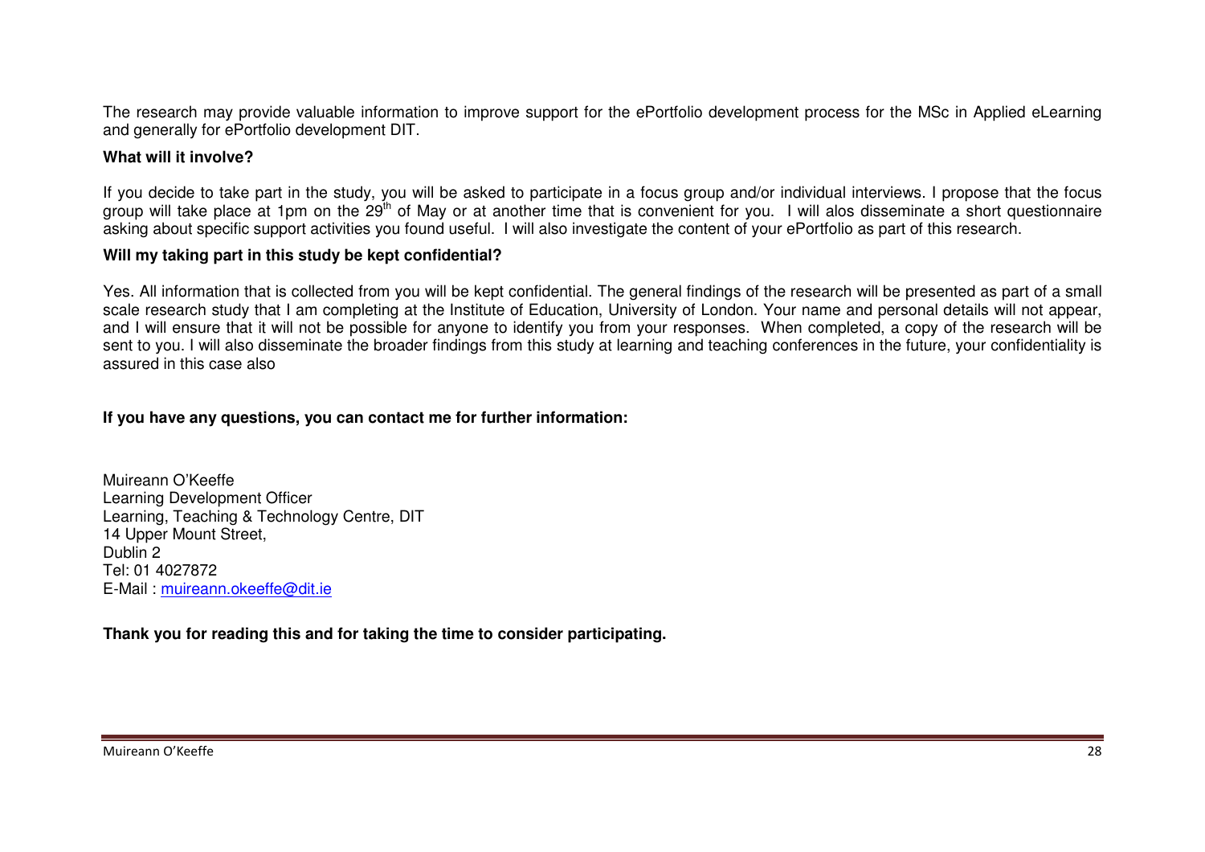The research may provide valuable information to improve support for the ePortfolio development process for the MSc in Applied eLearning and generally for ePortfolio development DIT.

**What will it involve?**

If you decide to take part in the study, you will be asked to participate in a focus group and/or individual interviews. I propose that the focus group will take place at 1pm on the 29th of May or at another time that is convenient for you. I will alos disseminate a short questionnaire asking about specific support activities you found useful. I will also investigate the content of your ePortfolio as part of this research.

**Will my taking part in this study be kept confidential?**

Yes. All information that is collected from you will be kept confidential. The general findings of the research will be presented as part of a small scale research study that I am completing at the Institute of Education, University of London. Your name and personal details will not appear, and I will ensure that it will not be possible for anyone to identify you from your responses. When completed, a copy of the research will be sent to you. I will also disseminate the broader findings from this study at learning and teaching conferences in the future, your confidentiality is assured in this case also

**If you have any questions, you can contact me for further information:**

Muireann O'Keeffe
Learning Development Officer
Learning, Teaching & Technology Centre, DIT
14 Upper Mount Street,
Dublin 2
Tel: 01 4027872
E-Mail : muireann.okeeffe@dit.ie

**Thank you for reading this and for taking the time to consider participating.**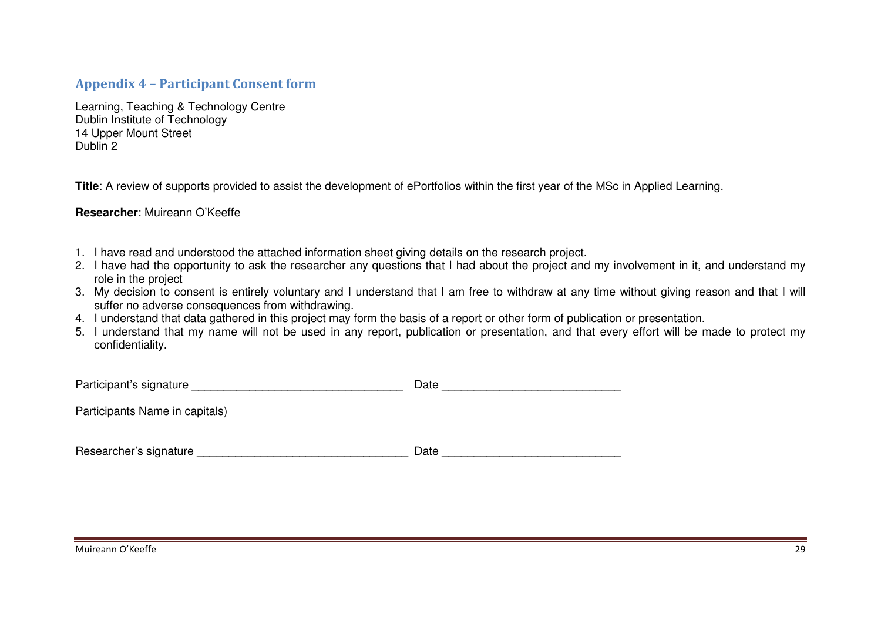## Appendix 4 – Participant Consent form

Learning, Teaching & Technology Centre  
Dublin Institute of Technology  
14 Upper Mount Street  
Dublin 2

**Title**: A review of supports provided to assist the development of ePortfolios within the first year of the MSc in Applied Learning.

**Researcher**: Muireann O'Keeffe

1. I have read and understood the attached information sheet giving details on the research project.
2. I have had the opportunity to ask the researcher any questions that I had about the project and my involvement in it, and understand my role in the project
3. My decision to consent is entirely voluntary and I understand that I am free to withdraw at any time without giving reason and that I will suffer no adverse consequences from withdrawing.
4. I understand that data gathered in this project may form the basis of a report or other form of publication or presentation.
5. I understand that my name will not be used in any report, publication or presentation, and that every effort will be made to protect my confidentiality.

Participant's signature ________________________________ Date ___________________________

Participants Name in capitals)

Researcher's signature ________________________________ Date ___________________________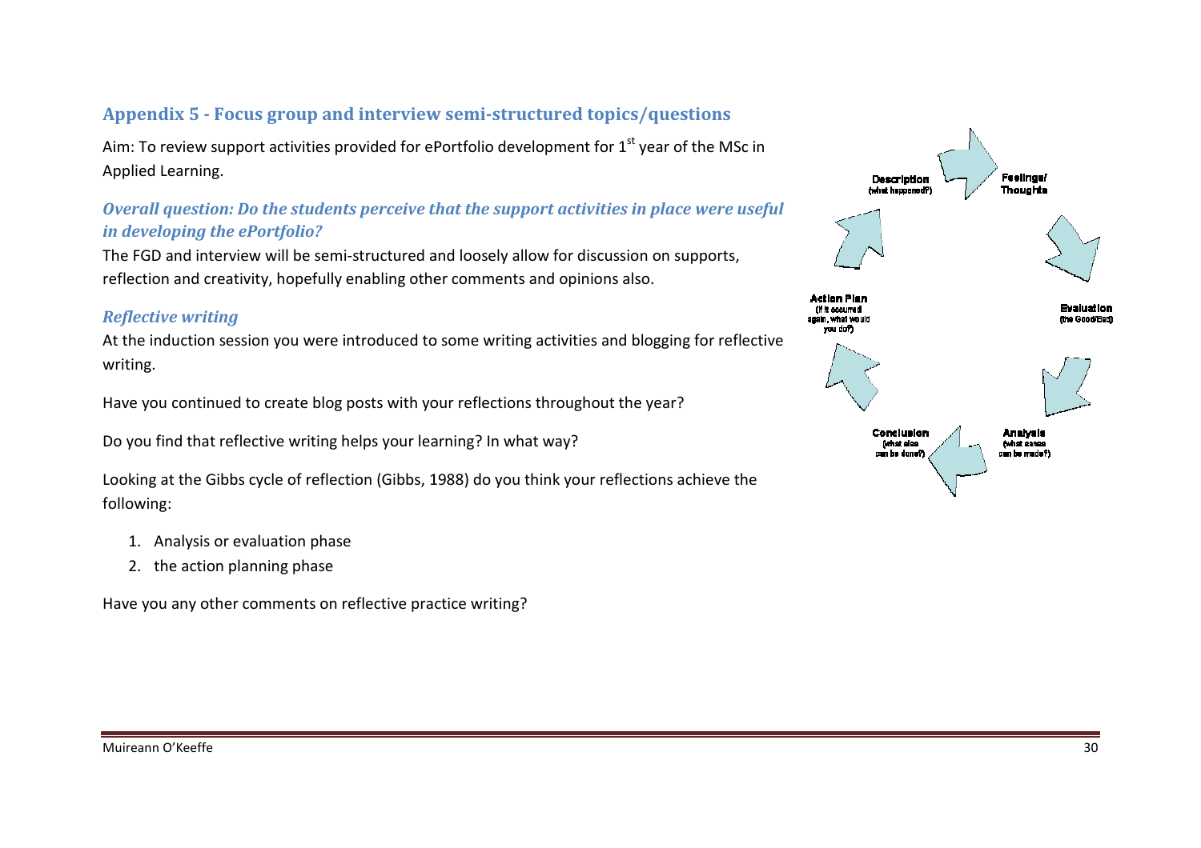## Appendix 5 - Focus group and interview semi-structured topics/questions

Aim: To review support activities provided for ePortfolio development for 1st year of the MSc in Applied Learning.

### *Overall question: Do the students perceive that the support activities in place were useful in developing the ePortfolio?*

The FGD and interview will be semi-structured and loosely allow for discussion on supports, reflection and creativity, hopefully enabling other comments and opinions also.

### *Reflective writing*

At the induction session you were introduced to some writing activities and blogging for reflective writing.

Have you continued to create blog posts with your reflections throughout the year?

Do you find that reflective writing helps your learning? In what way?

Looking at the Gibbs cycle of reflection (Gibbs, 1988) do you think your reflections achieve the following:

1. Analysis or evaluation phase
2. the action planning phase

Have you any other comments on reflective practice writing?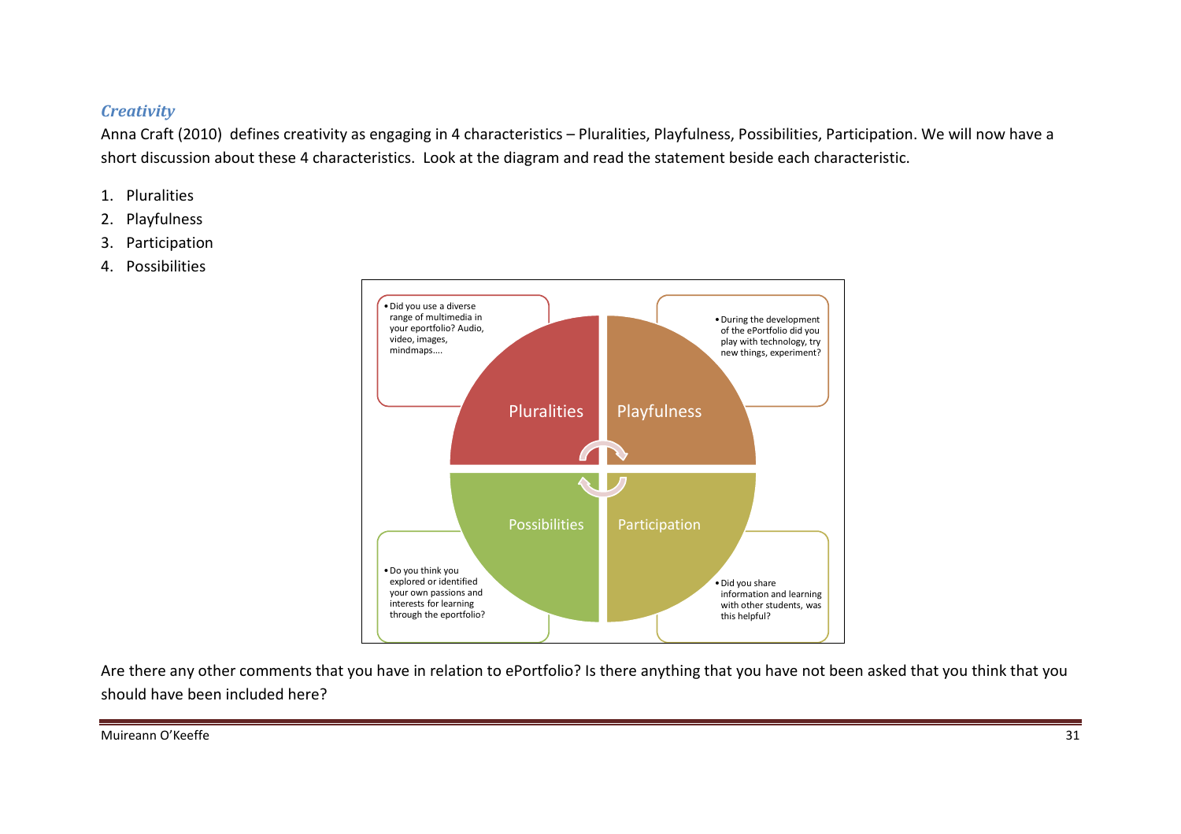### *Creativity*

Anna Craft (2010) defines creativity as engaging in 4 characteristics – Pluralities, Playfulness, Possibilities, Participation. We will now have a short discussion about these 4 characteristics. Look at the diagram and read the statement beside each characteristic.

1. Pluralities
2. Playfulness
3. Participation
4. Possibilities

**Pluralities**
- Did you use a diverse range of multimedia in your eportfolio? Audio, video, images, mindmaps....

**Playfulness**
- During the development of the ePortfolio did you play with technology, try new things, experiment?

**Possibilities**
- Do you think you explored or identified your own passions and interests for learning through the eportfolio?

**Participation**
- Did you share information and learning with other students, was this helpful?

Are there any other comments that you have in relation to ePortfolio? Is there anything that you have not been asked that you think that you should have been included here?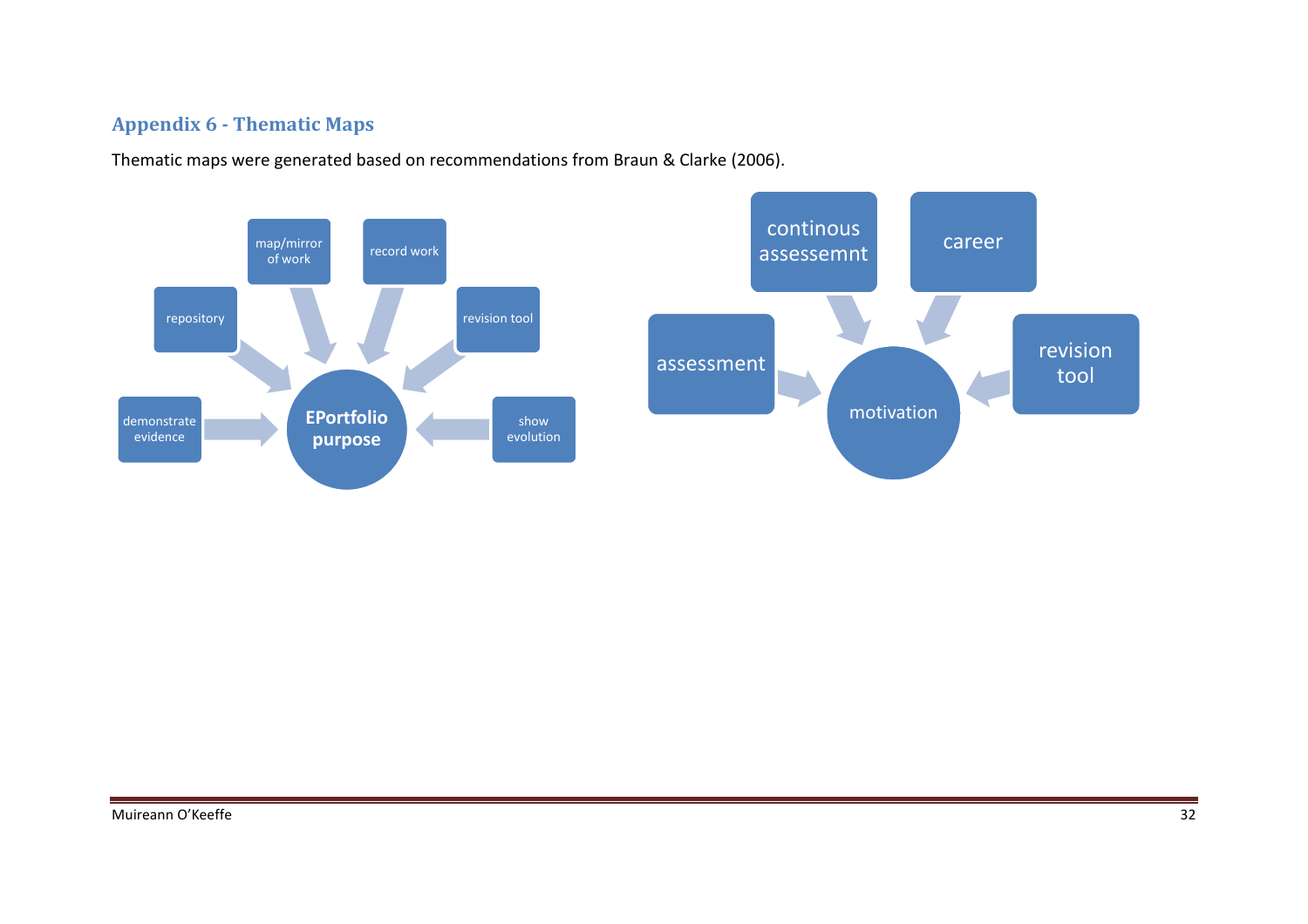## Appendix 6 - Thematic Maps

Thematic maps were generated based on recommendations from Braun & Clarke (2006).

demonstrate evidence

repository

map/mirror of work

record work

revision tool

show evolution

**EPortfolio purpose**

continous assessemnt

career

assessment

revision tool

motivation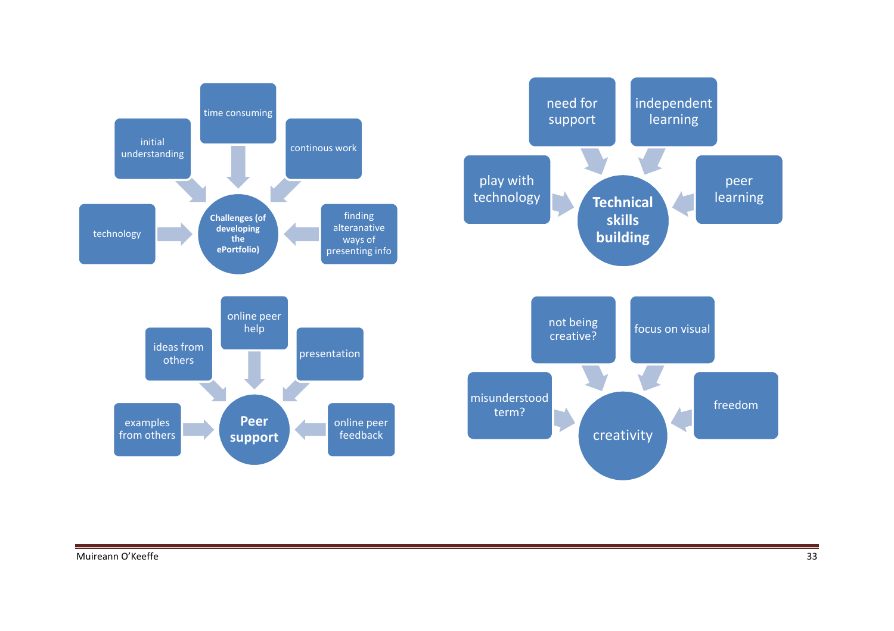**Challenges (of developing the ePortfolio)**

- initial understanding
- time consuming
- continous work
- technology
- finding alteranative ways of presenting info

**Technical skills building**

- need for support
- independent learning
- play with technology
- peer learning

**Peer support**

- ideas from others
- online peer help
- presentation
- examples from others
- online peer feedback

**creativity**

- not being creative?
- focus on visual
- misunderstood term?
- freedom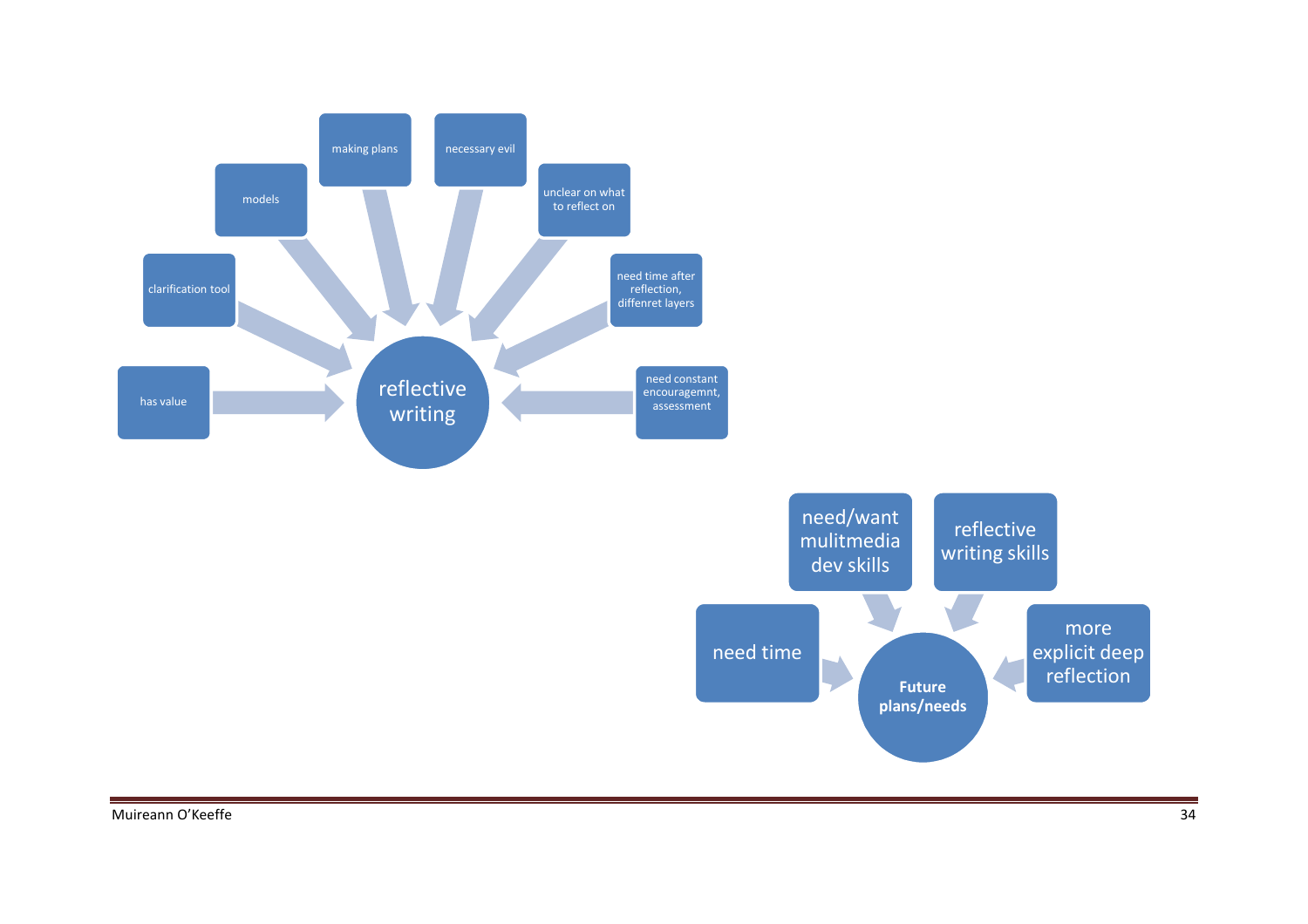reflective writing

has value

clarification tool

models

making plans

necessary evil

unclear on what to reflect on

need time after reflection, diffenret layers

need constant encouragemnt, assessment

Future plans/needs

need time

need/want mulitmedia dev skills

reflective writing skills

more explicit deep reflection